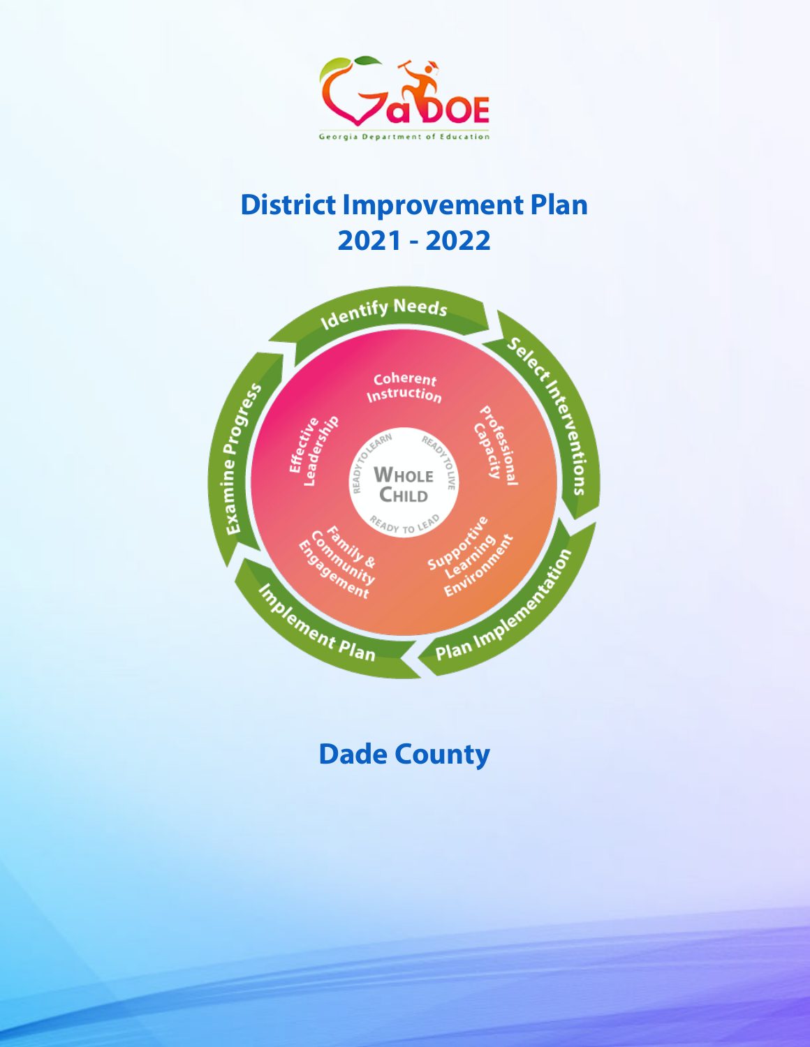# District Improvement Plan
# 2021 - 2022

## Dade County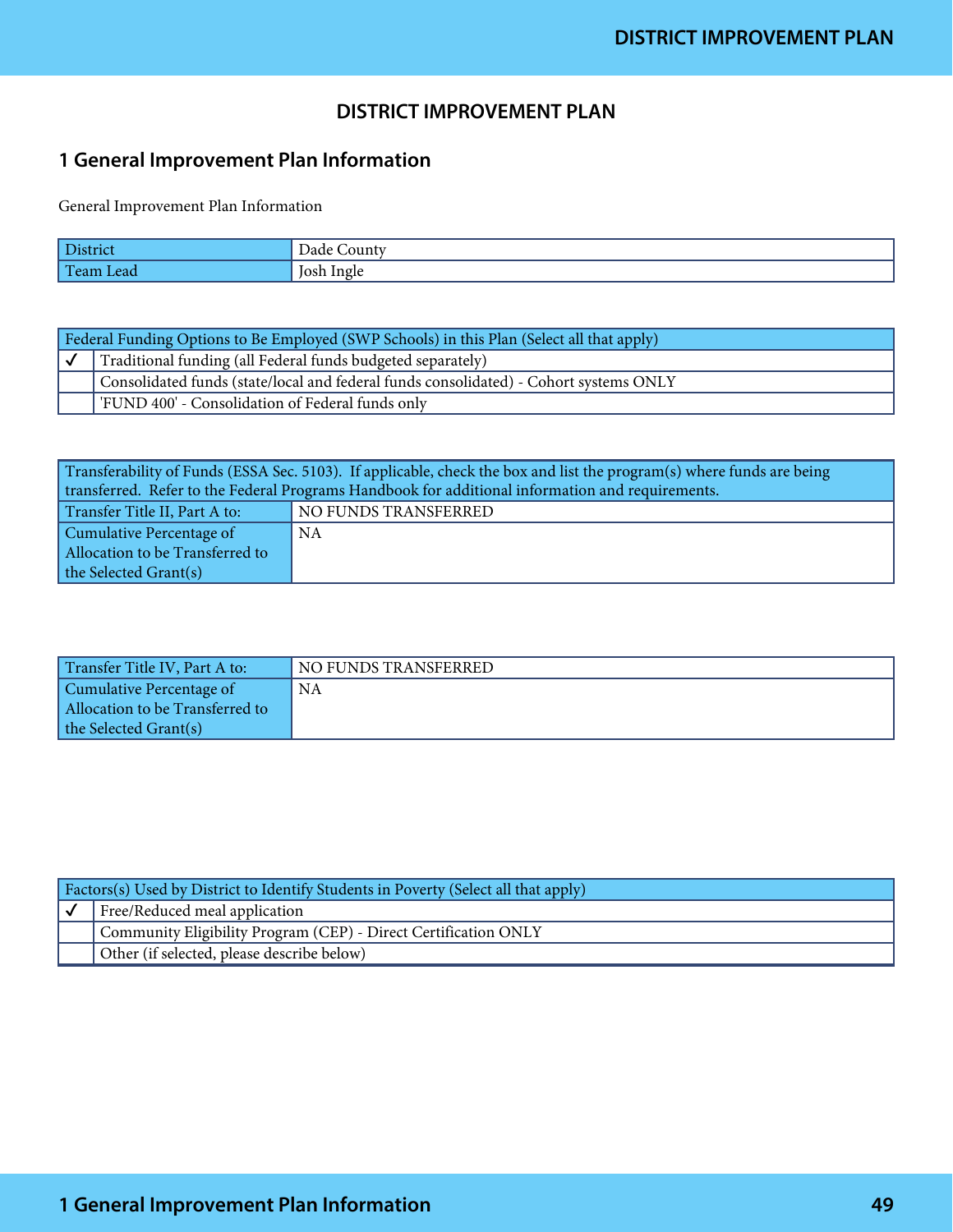# DISTRICT IMPROVEMENT PLAN

## 1 General Improvement Plan Information

General Improvement Plan Information

| District | Dade County |
|---|---|
| Team Lead | Josh Ingle |

| Federal Funding Options to Be Employed (SWP Schools) in this Plan (Select all that apply) | |
|---|---|
| ✓ | Traditional funding (all Federal funds budgeted separately) |
| | Consolidated funds (state/local and federal funds consolidated) - Cohort systems ONLY |
| | 'FUND 400' - Consolidation of Federal funds only |

| Transferability of Funds (ESSA Sec. 5103). If applicable, check the box and list the program(s) where funds are being transferred. Refer to the Federal Programs Handbook for additional information and requirements. | |
|---|---|
| Transfer Title II, Part A to: | NO FUNDS TRANSFERRED |
| Cumulative Percentage of Allocation to be Transferred to the Selected Grant(s) | NA |

| Transfer Title IV, Part A to: | NO FUNDS TRANSFERRED |
|---|---|
| Cumulative Percentage of Allocation to be Transferred to the Selected Grant(s) | NA |

| Factors(s) Used by District to Identify Students in Poverty (Select all that apply) | |
|---|---|
| ✓ | Free/Reduced meal application |
| | Community Eligibility Program (CEP) - Direct Certification ONLY |
| | Other (if selected, please describe below) |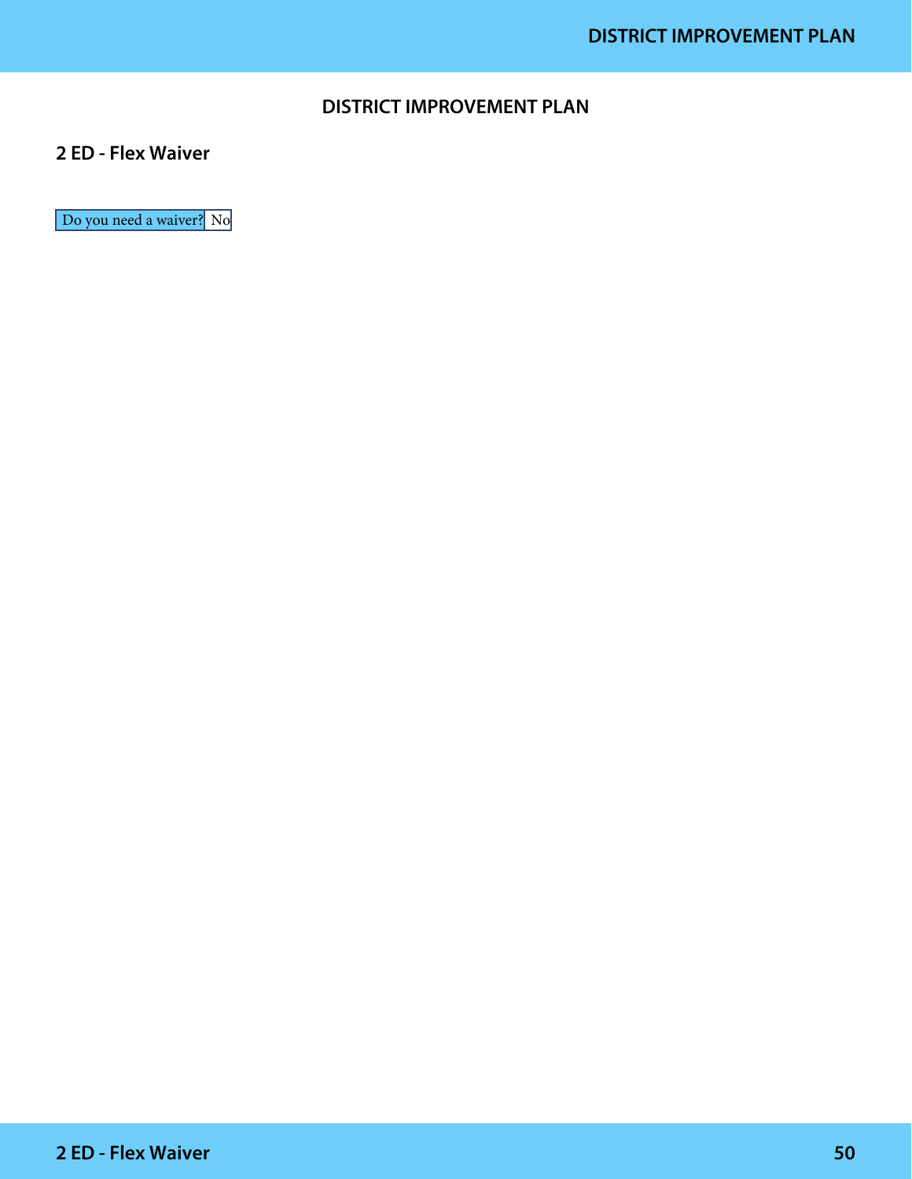# DISTRICT IMPROVEMENT PLAN

## 2 ED - Flex Waiver

| Do you need a waiver? | No |
|---|---|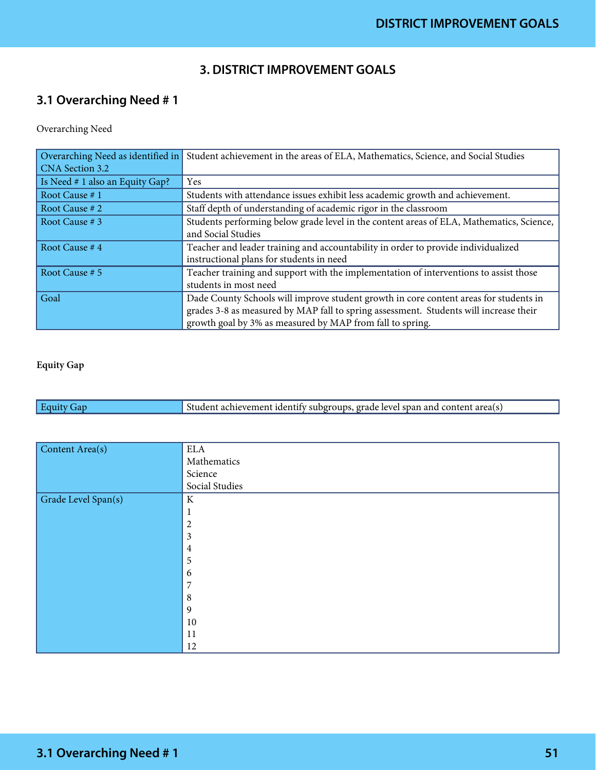# 3. DISTRICT IMPROVEMENT GOALS

## 3.1 Overarching Need # 1

Overarching Need

| Overarching Need as identified in CNA Section 3.2 | Student achievement in the areas of ELA, Mathematics, Science, and Social Studies |
|---|---|
| Is Need # 1 also an Equity Gap? | Yes |
| Root Cause # 1 | Students with attendance issues exhibit less academic growth and achievement. |
| Root Cause # 2 | Staff depth of understanding of academic rigor in the classroom |
| Root Cause # 3 | Students performing below grade level in the content areas of ELA, Mathematics, Science, and Social Studies |
| Root Cause # 4 | Teacher and leader training and accountability in order to provide individualized instructional plans for students in need |
| Root Cause # 5 | Teacher training and support with the implementation of interventions to assist those students in most need |
| Goal | Dade County Schools will improve student growth in core content areas for students in grades 3-8 as measured by MAP fall to spring assessment. Students will increase their growth goal by 3% as measured by MAP from fall to spring. |

**Equity Gap**

| Equity Gap | Student achievement identify subgroups, grade level span and content area(s) |
|---|---|

| Content Area(s) | ELA<br>Mathematics<br>Science<br>Social Studies |
|---|---|
| Grade Level Span(s) | K<br>1<br>2<br>3<br>4<br>5<br>6<br>7<br>8<br>9<br>10<br>11<br>12 |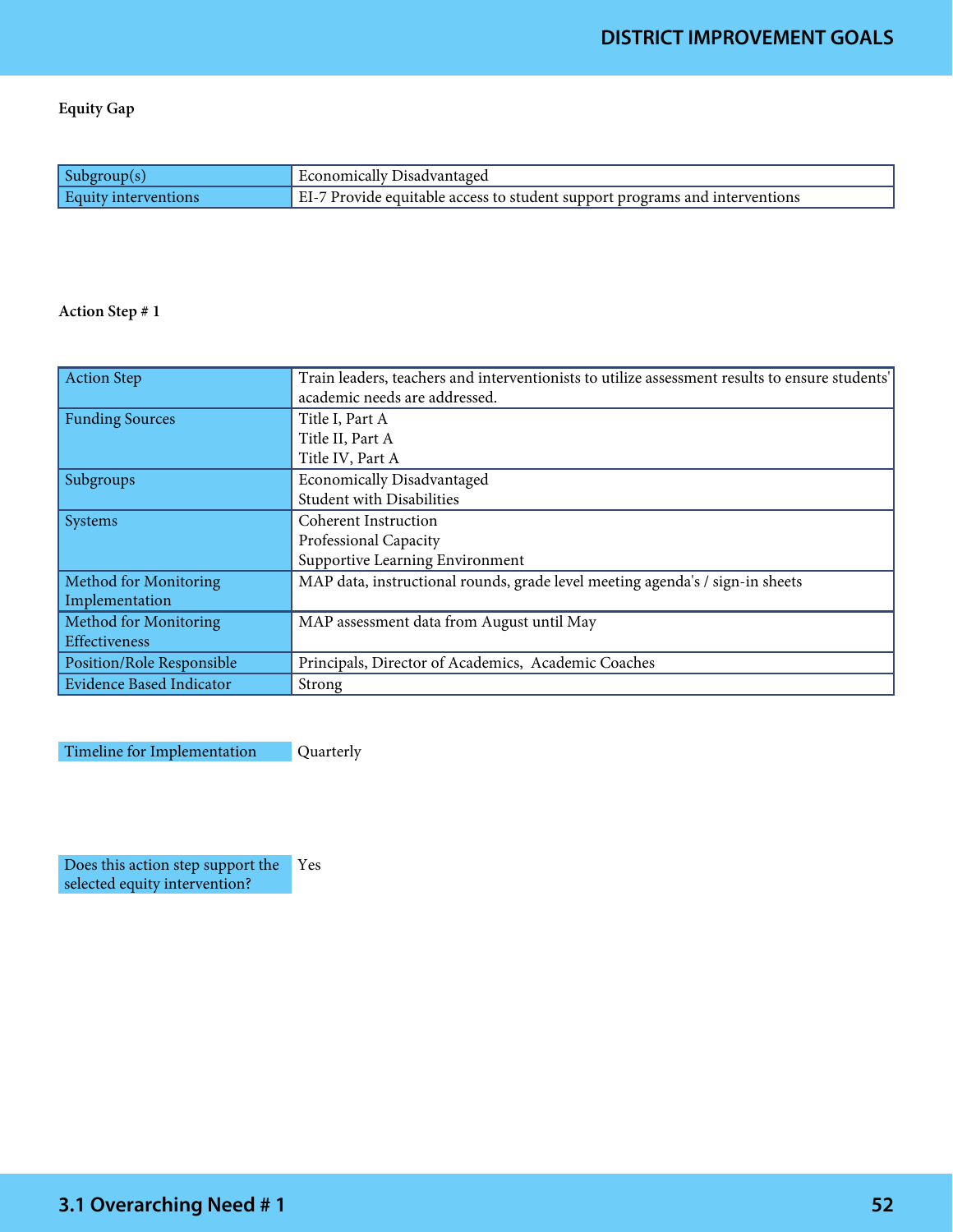**Equity Gap**

| Subgroup(s) | Economically Disadvantaged |
|---|---|
| Equity interventions | EI-7 Provide equitable access to student support programs and interventions |

**Action Step # 1**

| Action Step | Train leaders, teachers and interventionists to utilize assessment results to ensure students' academic needs are addressed. |
|---|---|
| Funding Sources | Title I, Part A<br>Title II, Part A<br>Title IV, Part A |
| Subgroups | Economically Disadvantaged<br>Student with Disabilities |
| Systems | Coherent Instruction<br>Professional Capacity<br>Supportive Learning Environment |
| Method for Monitoring Implementation | MAP data, instructional rounds, grade level meeting agenda's / sign-in sheets |
| Method for Monitoring Effectiveness | MAP assessment data from August until May |
| Position/Role Responsible | Principals, Director of Academics, Academic Coaches |
| Evidence Based Indicator | Strong |

| Timeline for Implementation | Quarterly |
|---|---|

| Does this action step support the selected equity intervention? | Yes |
|---|---|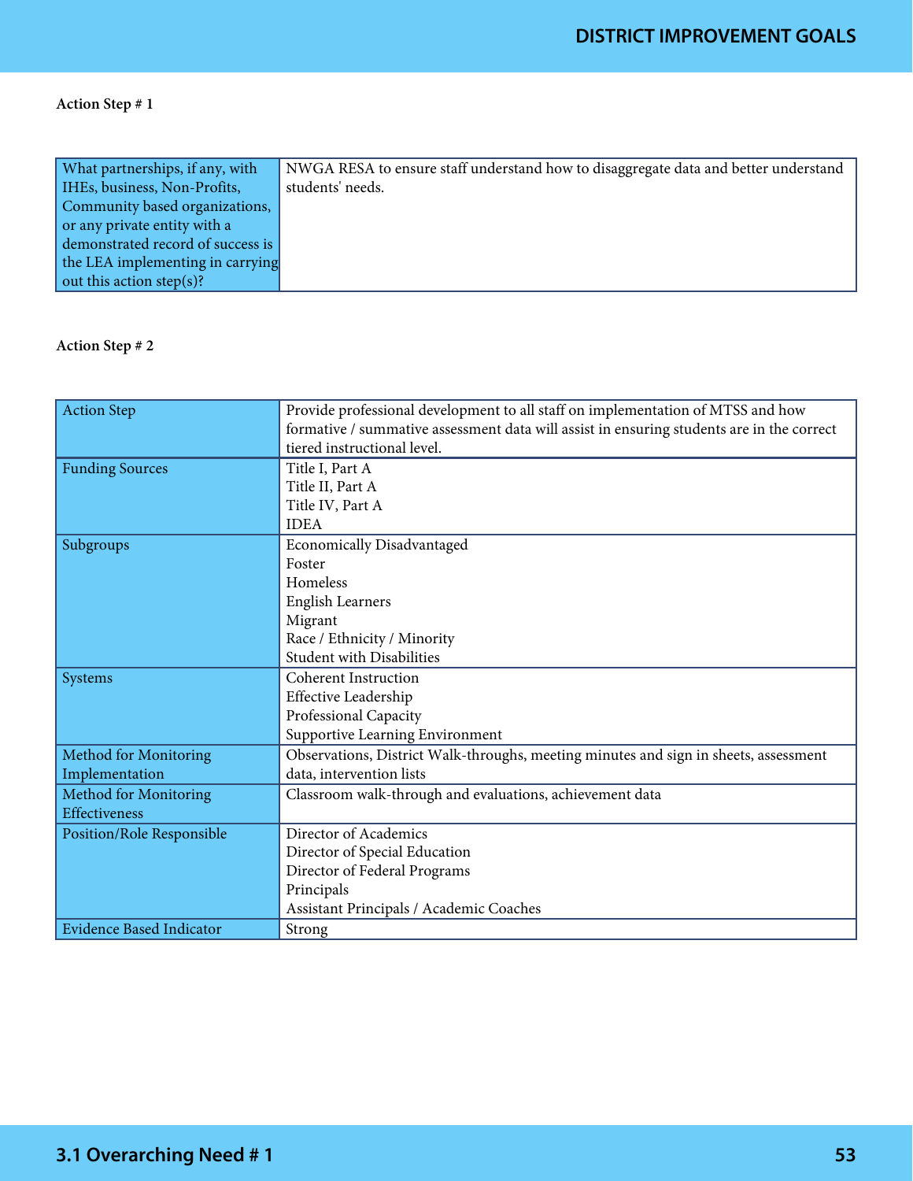**Action Step # 1**

| | |
|---|---|
| What partnerships, if any, with IHEs, business, Non-Profits, Community based organizations, or any private entity with a demonstrated record of success is the LEA implementing in carrying out this action step(s)? | NWGA RESA to ensure staff understand how to disaggregate data and better understand students' needs. |

**Action Step # 2**

| | |
|---|---|
| Action Step | Provide professional development to all staff on implementation of MTSS and how formative / summative assessment data will assist in ensuring students are in the correct tiered instructional level. |
| Funding Sources | Title I, Part A<br>Title II, Part A<br>Title IV, Part A<br>IDEA |
| Subgroups | Economically Disadvantaged<br>Foster<br>Homeless<br>English Learners<br>Migrant<br>Race / Ethnicity / Minority<br>Student with Disabilities |
| Systems | Coherent Instruction<br>Effective Leadership<br>Professional Capacity<br>Supportive Learning Environment |
| Method for Monitoring Implementation | Observations, District Walk-throughs, meeting minutes and sign in sheets, assessment data, intervention lists |
| Method for Monitoring Effectiveness | Classroom walk-through and evaluations, achievement data |
| Position/Role Responsible | Director of Academics<br>Director of Special Education<br>Director of Federal Programs<br>Principals<br>Assistant Principals / Academic Coaches |
| Evidence Based Indicator | Strong |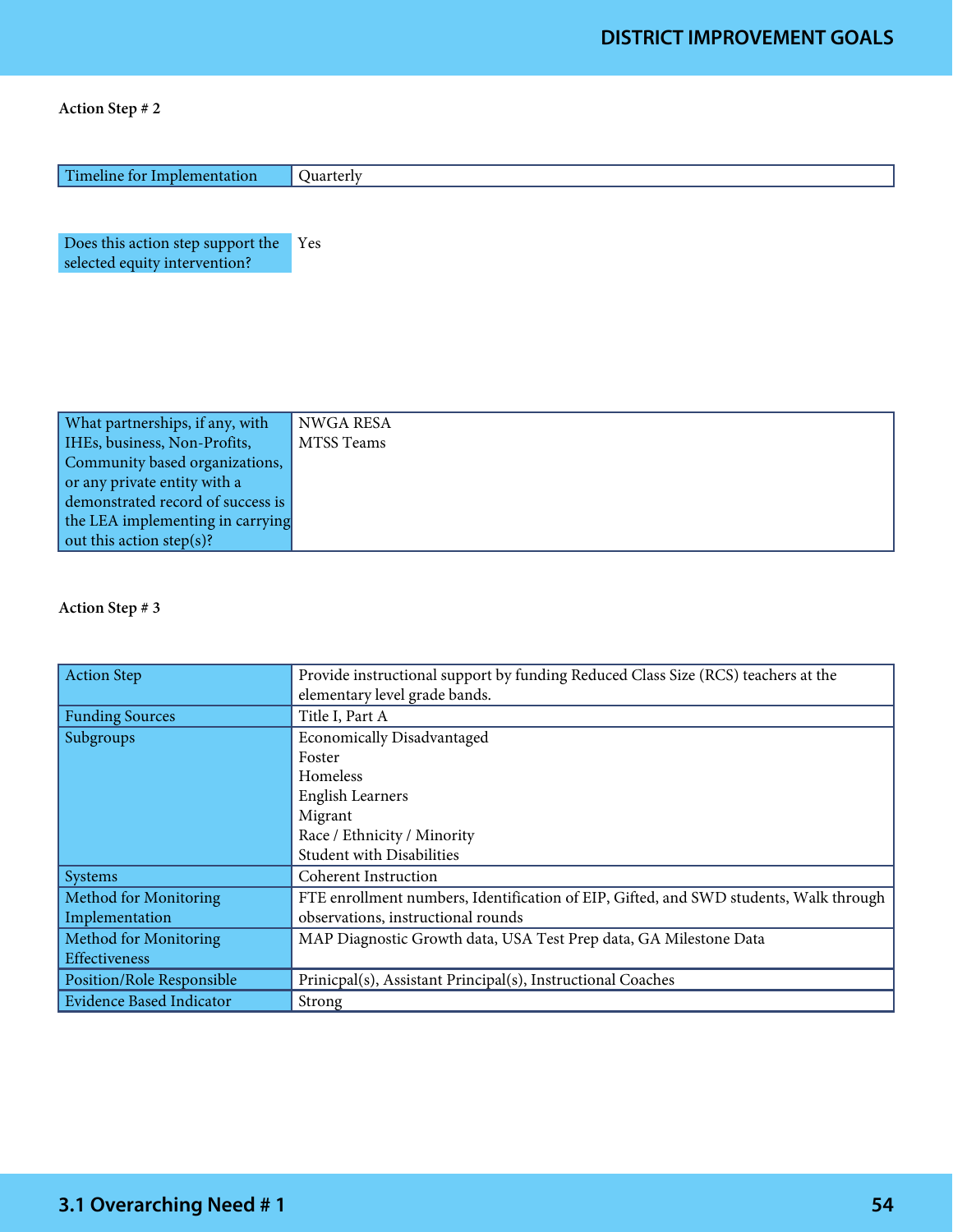**Action Step # 2**

| Timeline for Implementation | Quarterly |
|---|---|

| Does this action step support the selected equity intervention? | Yes |
|---|---|

| What partnerships, if any, with IHEs, business, Non-Profits, Community based organizations, or any private entity with a demonstrated record of success is the LEA implementing in carrying out this action step(s)? | NWGA RESA<br>MTSS Teams |
|---|---|

**Action Step # 3**

| Action Step | Provide instructional support by funding Reduced Class Size (RCS) teachers at the elementary level grade bands. |
|---|---|
| Funding Sources | Title I, Part A |
| Subgroups | Economically Disadvantaged<br>Foster<br>Homeless<br>English Learners<br>Migrant<br>Race / Ethnicity / Minority<br>Student with Disabilities |
| Systems | Coherent Instruction |
| Method for Monitoring Implementation | FTE enrollment numbers, Identification of EIP, Gifted, and SWD students, Walk through observations, instructional rounds |
| Method for Monitoring Effectiveness | MAP Diagnostic Growth data, USA Test Prep data, GA Milestone Data |
| Position/Role Responsible | Prinicpal(s), Assistant Principal(s), Instructional Coaches |
| Evidence Based Indicator | Strong |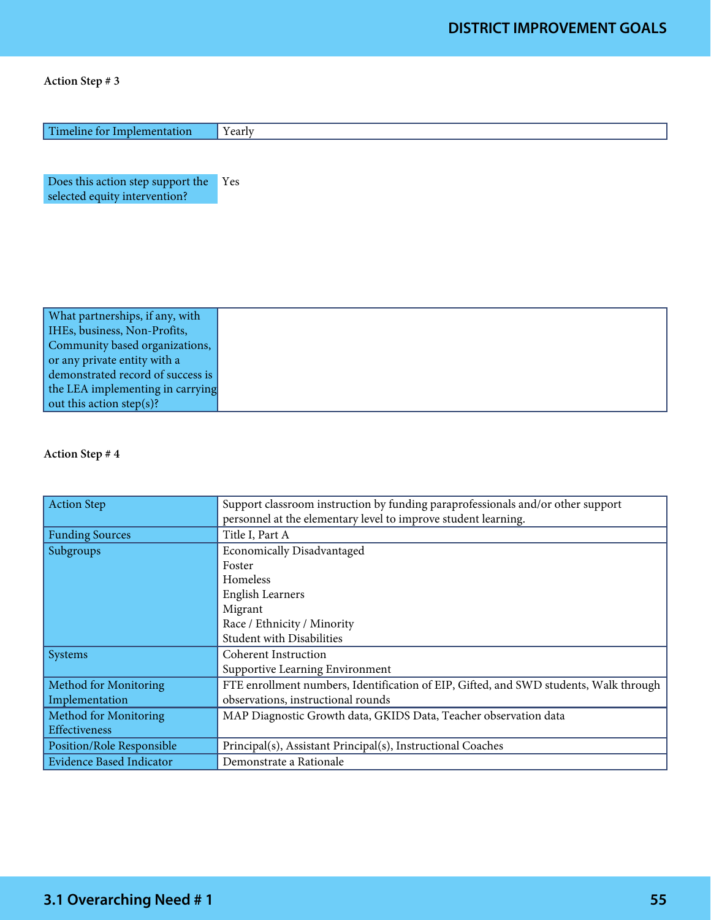**Action Step # 3**

| Timeline for Implementation | Yearly |
| --- | --- |

| Does this action step support the selected equity intervention? | Yes |
| --- | --- |

| What partnerships, if any, with IHEs, business, Non-Profits, Community based organizations, or any private entity with a demonstrated record of success is the LEA implementing in carrying out this action step(s)? | |
| --- | --- |

**Action Step # 4**

| Action Step | Support classroom instruction by funding paraprofessionals and/or other support personnel at the elementary level to improve student learning. |
| --- | --- |
| Funding Sources | Title I, Part A |
| Subgroups | Economically Disadvantaged<br>Foster<br>Homeless<br>English Learners<br>Migrant<br>Race / Ethnicity / Minority<br>Student with Disabilities |
| Systems | Coherent Instruction<br>Supportive Learning Environment |
| Method for Monitoring Implementation | FTE enrollment numbers, Identification of EIP, Gifted, and SWD students, Walk through observations, instructional rounds |
| Method for Monitoring Effectiveness | MAP Diagnostic Growth data, GKIDS Data, Teacher observation data |
| Position/Role Responsible | Principal(s), Assistant Principal(s), Instructional Coaches |
| Evidence Based Indicator | Demonstrate a Rationale |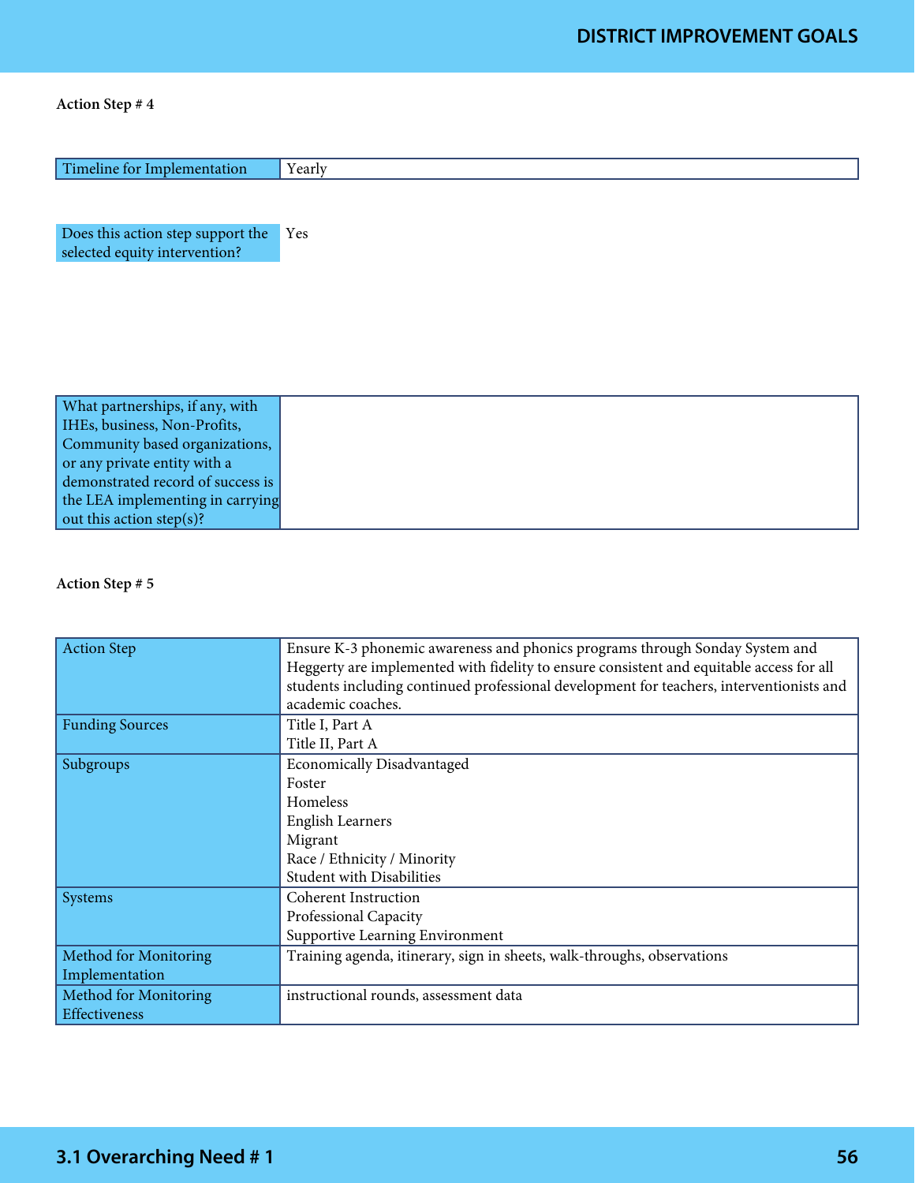**Action Step # 4**

| Timeline for Implementation | Yearly |
|---|---|

| Does this action step support the selected equity intervention? | Yes |
|---|---|

| What partnerships, if any, with IHEs, business, Non-Profits, Community based organizations, or any private entity with a demonstrated record of success is the LEA implementing in carrying out this action step(s)? | |
|---|---|

**Action Step # 5**

| Action Step | Ensure K-3 phonemic awareness and phonics programs through Sonday System and Heggerty are implemented with fidelity to ensure consistent and equitable access for all students including continued professional development for teachers, interventionists and academic coaches. |
|---|---|
| Funding Sources | Title I, Part A<br>Title II, Part A |
| Subgroups | Economically Disadvantaged<br>Foster<br>Homeless<br>English Learners<br>Migrant<br>Race / Ethnicity / Minority<br>Student with Disabilities |
| Systems | Coherent Instruction<br>Professional Capacity<br>Supportive Learning Environment |
| Method for Monitoring Implementation | Training agenda, itinerary, sign in sheets, walk-throughs, observations |
| Method for Monitoring Effectiveness | instructional rounds, assessment data |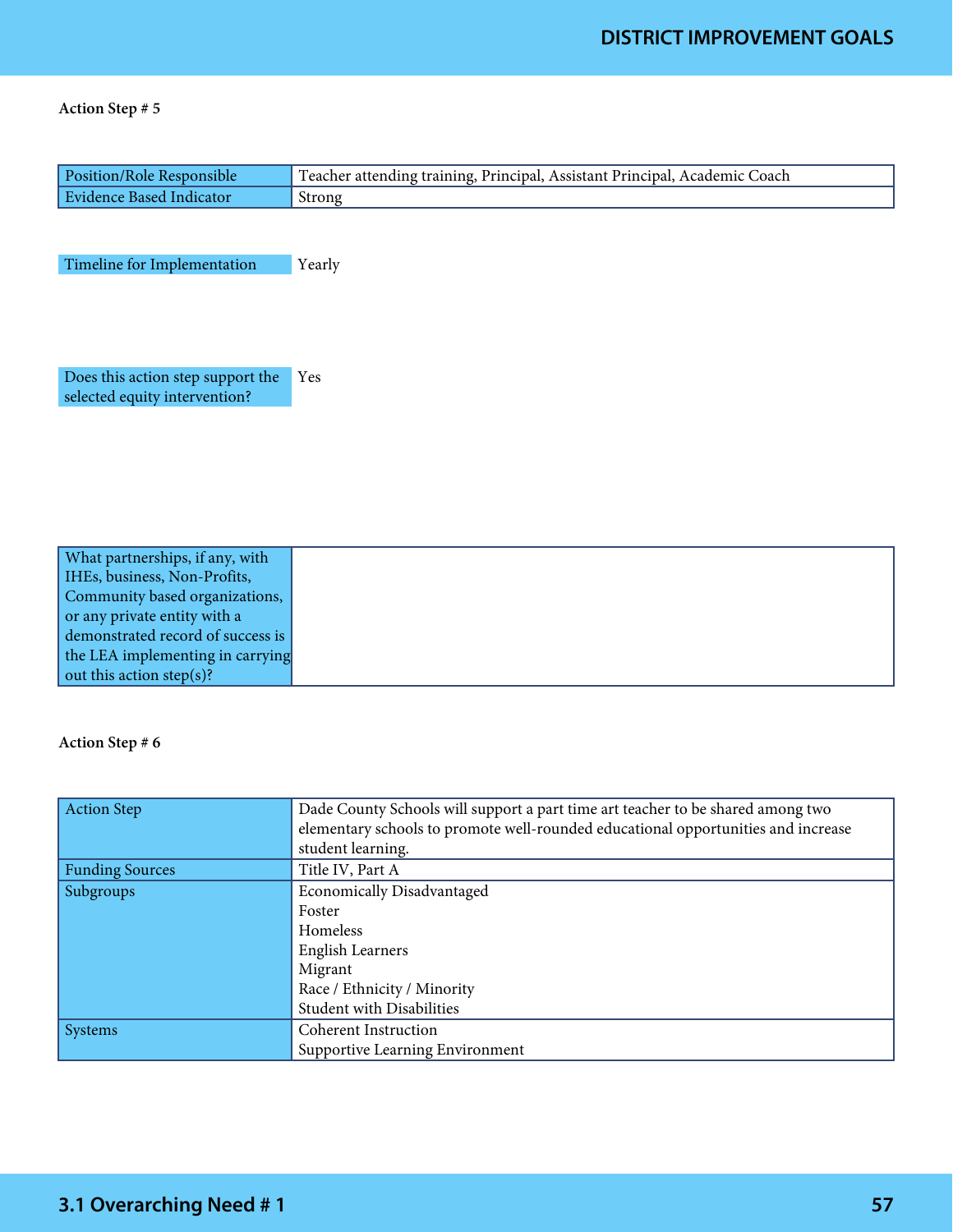**Action Step # 5**

| Position/Role Responsible | Teacher attending training, Principal, Assistant Principal, Academic Coach |
|---|---|
| Evidence Based Indicator | Strong |

| Timeline for Implementation | Yearly |
|---|---|

| Does this action step support the selected equity intervention? | Yes |
|---|---|

| What partnerships, if any, with IHEs, business, Non-Profits, Community based organizations, or any private entity with a demonstrated record of success is the LEA implementing in carrying out this action step(s)? | |
|---|---|

**Action Step # 6**

| Action Step | Dade County Schools will support a part time art teacher to be shared among two elementary schools to promote well-rounded educational opportunities and increase student learning. |
|---|---|
| Funding Sources | Title IV, Part A |
| Subgroups | Economically Disadvantaged<br>Foster<br>Homeless<br>English Learners<br>Migrant<br>Race / Ethnicity / Minority<br>Student with Disabilities |
| Systems | Coherent Instruction<br>Supportive Learning Environment |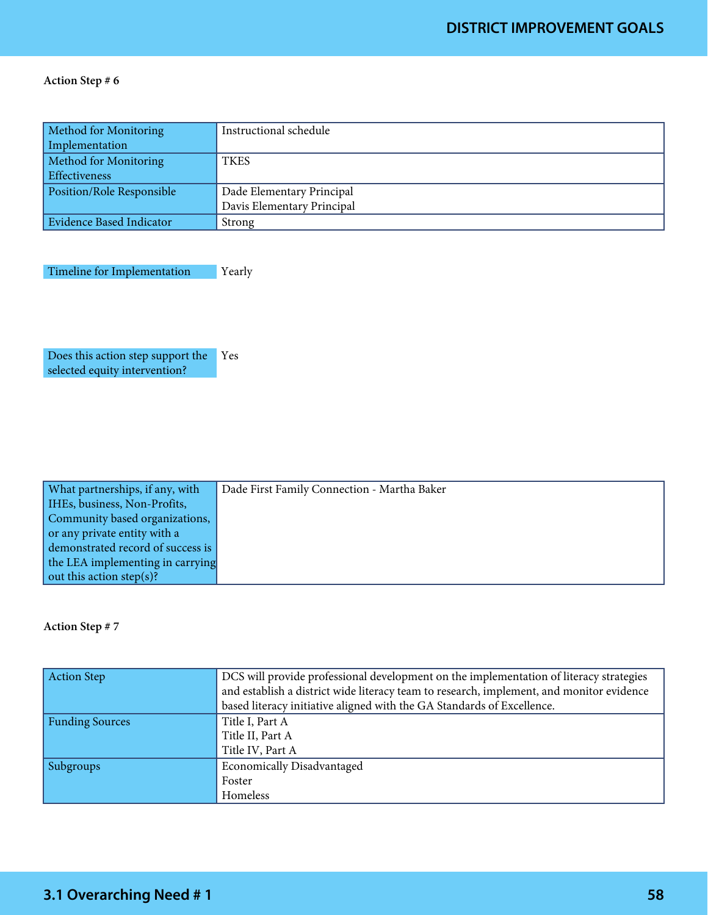**Action Step # 6**

| Method for Monitoring Implementation | Instructional schedule |
|---|---|
| Method for Monitoring Effectiveness | TKES |
| Position/Role Responsible | Dade Elementary Principal<br>Davis Elementary Principal |
| Evidence Based Indicator | Strong |

| Timeline for Implementation | Yearly |
|---|---|

| Does this action step support the selected equity intervention? | Yes |
|---|---|

| What partnerships, if any, with IHEs, business, Non-Profits, Community based organizations, or any private entity with a demonstrated record of success is the LEA implementing in carrying out this action step(s)? | Dade First Family Connection - Martha Baker |
|---|---|

**Action Step # 7**

| Action Step | DCS will provide professional development on the implementation of literacy strategies and establish a district wide literacy team to research, implement, and monitor evidence based literacy initiative aligned with the GA Standards of Excellence. |
|---|---|
| Funding Sources | Title I, Part A<br>Title II, Part A<br>Title IV, Part A |
| Subgroups | Economically Disadvantaged<br>Foster<br>Homeless |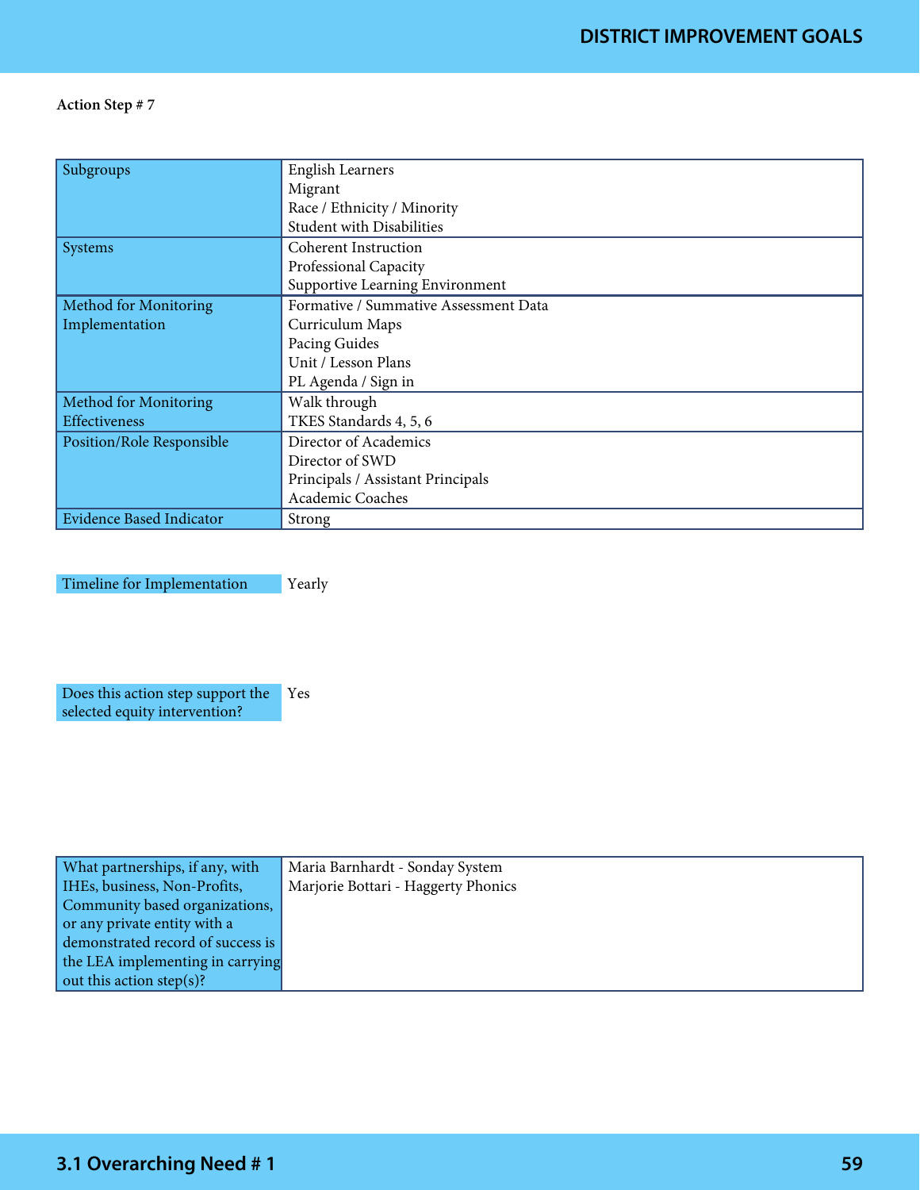**Action Step # 7**

| Subgroups | English Learners<br>Migrant<br>Race / Ethnicity / Minority<br>Student with Disabilities |
|---|---|
| Systems | Coherent Instruction<br>Professional Capacity<br>Supportive Learning Environment |
| Method for Monitoring Implementation | Formative / Summative Assessment Data<br>Curriculum Maps<br>Pacing Guides<br>Unit / Lesson Plans<br>PL Agenda / Sign in |
| Method for Monitoring Effectiveness | Walk through<br>TKES Standards 4, 5, 6 |
| Position/Role Responsible | Director of Academics<br>Director of SWD<br>Principals / Assistant Principals<br>Academic Coaches |
| Evidence Based Indicator | Strong |

| Timeline for Implementation | Yearly |
|---|---|

| Does this action step support the selected equity intervention? | Yes |
|---|---|

| What partnerships, if any, with IHEs, business, Non-Profits, Community based organizations, or any private entity with a demonstrated record of success is the LEA implementing in carrying out this action step(s)? | Maria Barnhardt - Sonday System<br>Marjorie Bottari - Haggerty Phonics |
|---|---|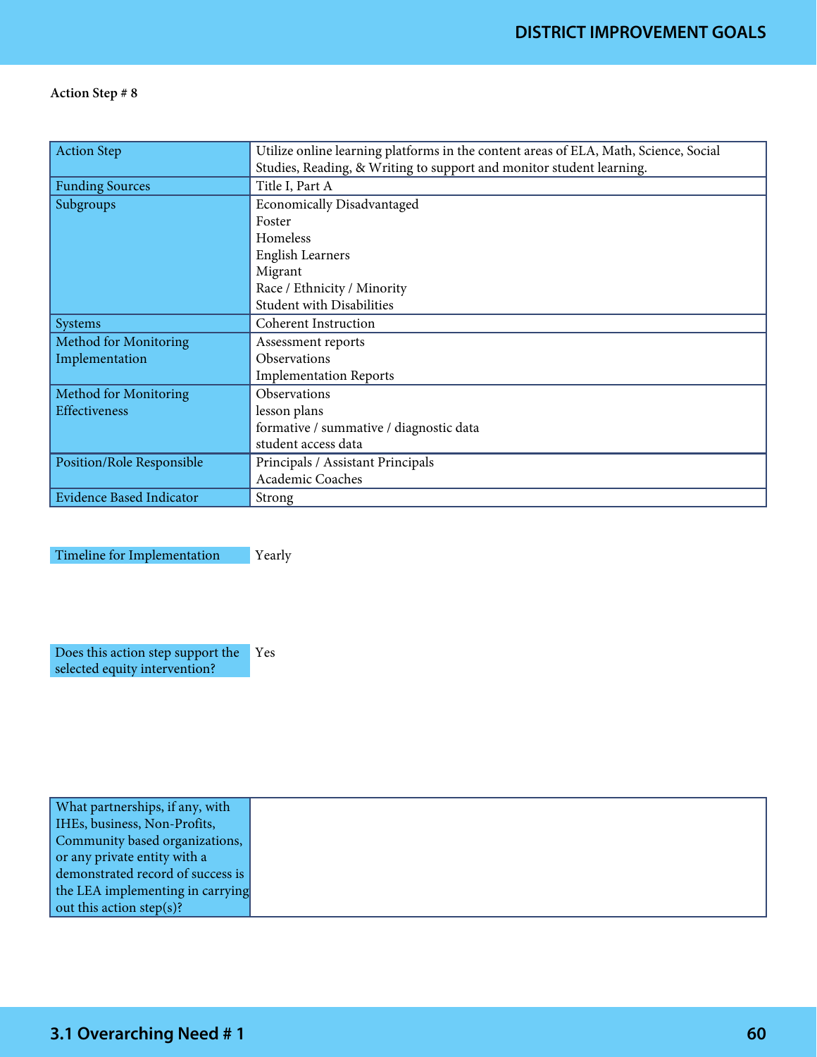**Action Step # 8**

| Action Step | Utilize online learning platforms in the content areas of ELA, Math, Science, Social Studies, Reading, & Writing to support and monitor student learning. |
|---|---|
| Funding Sources | Title I, Part A |
| Subgroups | Economically Disadvantaged<br>Foster<br>Homeless<br>English Learners<br>Migrant<br>Race / Ethnicity / Minority<br>Student with Disabilities |
| Systems | Coherent Instruction |
| Method for Monitoring Implementation | Assessment reports<br>Observations<br>Implementation Reports |
| Method for Monitoring Effectiveness | Observations<br>lesson plans<br>formative / summative / diagnostic data<br>student access data |
| Position/Role Responsible | Principals / Assistant Principals<br>Academic Coaches |
| Evidence Based Indicator | Strong |

| Timeline for Implementation | Yearly |
|---|---|

| Does this action step support the selected equity intervention? | Yes |
|---|---|

| What partnerships, if any, with IHEs, business, Non-Profits, Community based organizations, or any private entity with a demonstrated record of success is the LEA implementing in carrying out this action step(s)? | |
|---|---|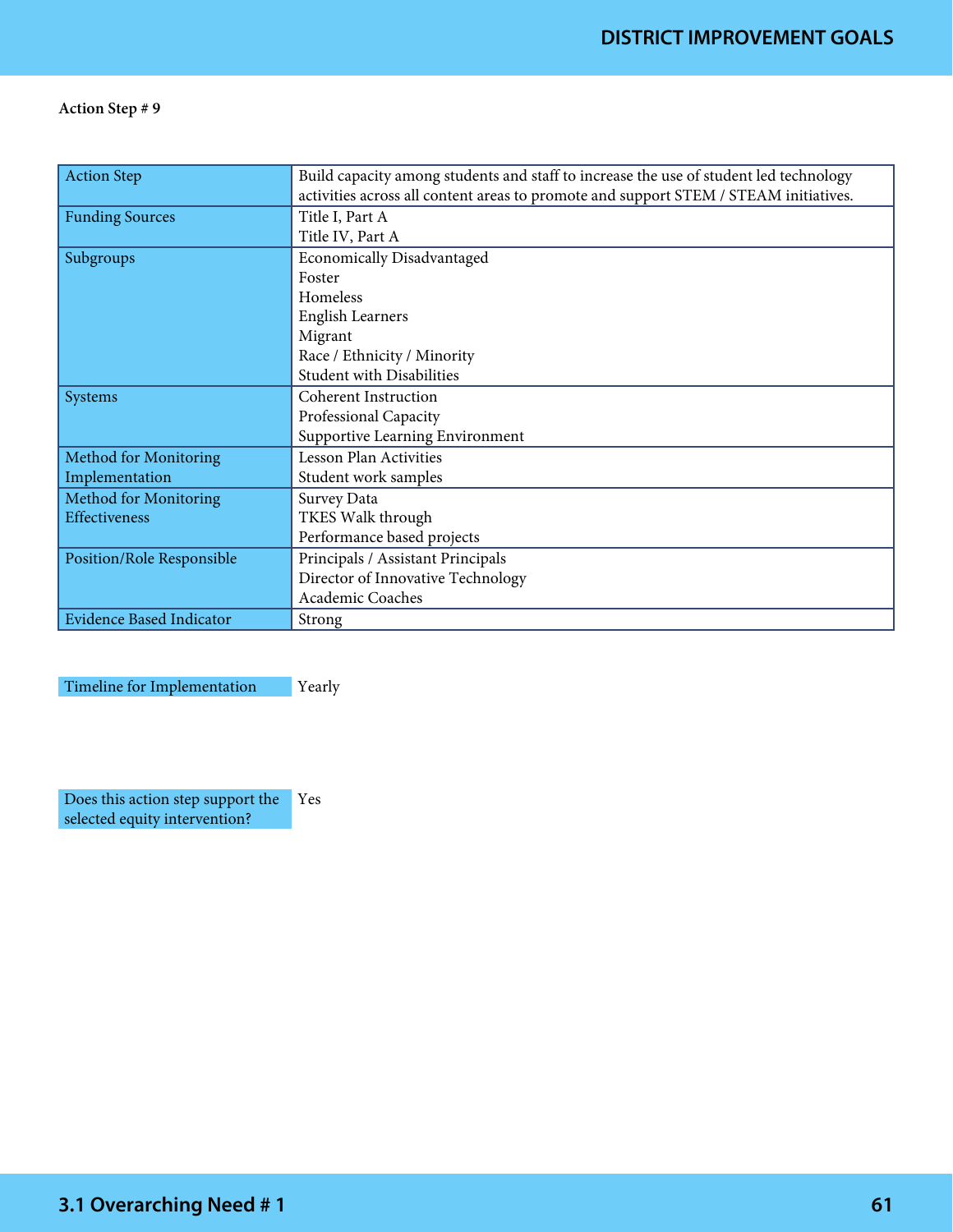**Action Step # 9**

| Action Step | Build capacity among students and staff to increase the use of student led technology activities across all content areas to promote and support STEM / STEAM initiatives. |
|---|---|
| Funding Sources | Title I, Part A<br>Title IV, Part A |
| Subgroups | Economically Disadvantaged<br>Foster<br>Homeless<br>English Learners<br>Migrant<br>Race / Ethnicity / Minority<br>Student with Disabilities |
| Systems | Coherent Instruction<br>Professional Capacity<br>Supportive Learning Environment |
| Method for Monitoring Implementation | Lesson Plan Activities<br>Student work samples |
| Method for Monitoring Effectiveness | Survey Data<br>TKES Walk through<br>Performance based projects |
| Position/Role Responsible | Principals / Assistant Principals<br>Director of Innovative Technology<br>Academic Coaches |
| Evidence Based Indicator | Strong |

| Timeline for Implementation | Yearly |
|---|---|

| Does this action step support the selected equity intervention? | Yes |
|---|---|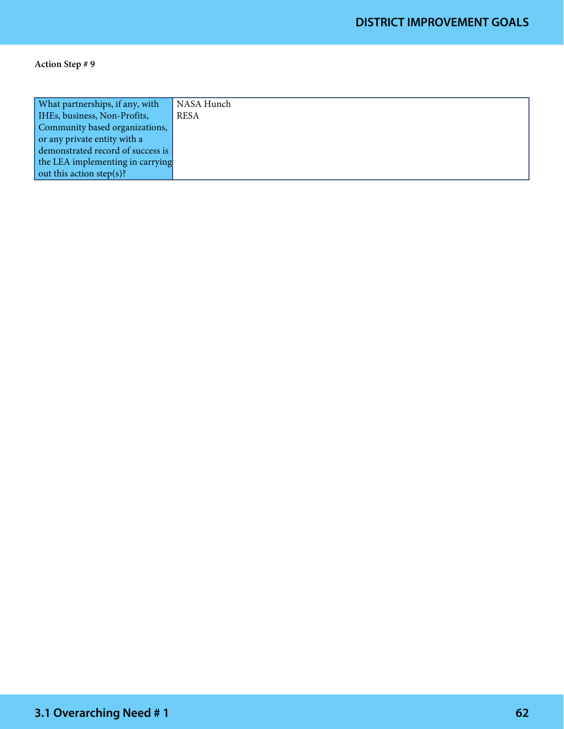**Action Step # 9**

| What partnerships, if any, with IHEs, business, Non-Profits, Community based organizations, or any private entity with a demonstrated record of success is the LEA implementing in carrying out this action step(s)? | NASA Hunch<br>RESA |
|---|---|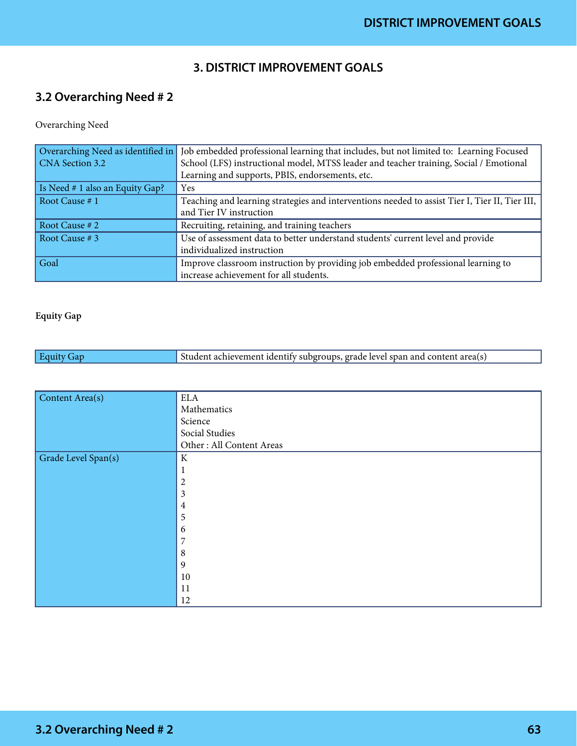# 3. DISTRICT IMPROVEMENT GOALS

## 3.2 Overarching Need # 2

Overarching Need

| | |
|---|---|
| Overarching Need as identified in CNA Section 3.2 | Job embedded professional learning that includes, but not limited to: Learning Focused School (LFS) instructional model, MTSS leader and teacher training, Social / Emotional Learning and supports, PBIS, endorsements, etc. |
| Is Need # 1 also an Equity Gap? | Yes |
| Root Cause # 1 | Teaching and learning strategies and interventions needed to assist Tier I, Tier II, Tier III, and Tier IV instruction |
| Root Cause # 2 | Recruiting, retaining, and training teachers |
| Root Cause # 3 | Use of assessment data to better understand students' current level and provide individualized instruction |
| Goal | Improve classroom instruction by providing job embedded professional learning to increase achievement for all students. |

**Equity Gap**

| | |
|---|---|
| Equity Gap | Student achievement identify subgroups, grade level span and content area(s) |

| | |
|---|---|
| Content Area(s) | ELA<br>Mathematics<br>Science<br>Social Studies<br>Other : All Content Areas |
| Grade Level Span(s) | K<br>1<br>2<br>3<br>4<br>5<br>6<br>7<br>8<br>9<br>10<br>11<br>12 |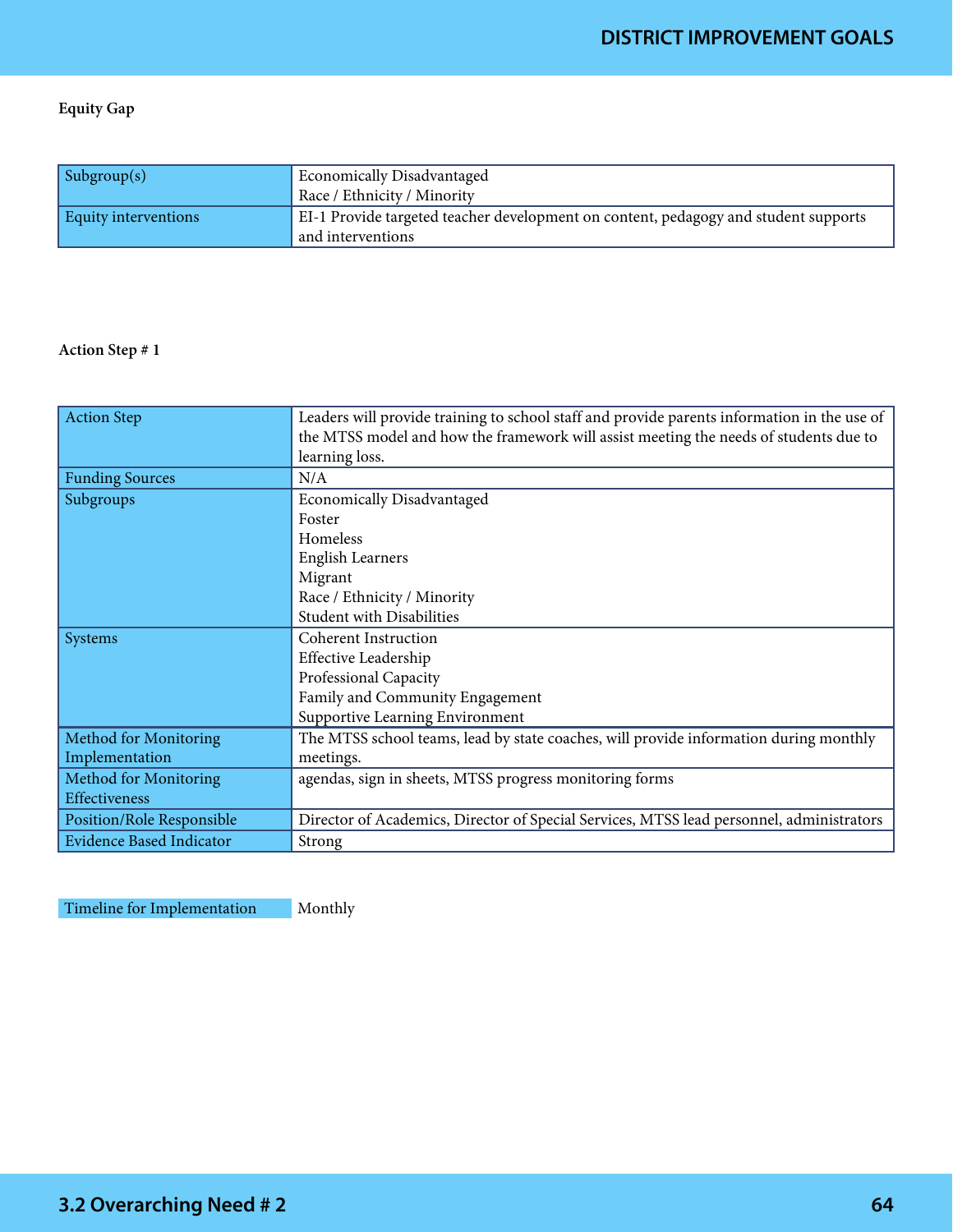**Equity Gap**

| Subgroup(s) | Economically Disadvantaged<br>Race / Ethnicity / Minority |
|---|---|
| Equity interventions | EI-1 Provide targeted teacher development on content, pedagogy and student supports and interventions |

**Action Step # 1**

| Action Step | Leaders will provide training to school staff and provide parents information in the use of the MTSS model and how the framework will assist meeting the needs of students due to learning loss. |
|---|---|
| Funding Sources | N/A |
| Subgroups | Economically Disadvantaged<br>Foster<br>Homeless<br>English Learners<br>Migrant<br>Race / Ethnicity / Minority<br>Student with Disabilities |
| Systems | Coherent Instruction<br>Effective Leadership<br>Professional Capacity<br>Family and Community Engagement<br>Supportive Learning Environment |
| Method for Monitoring Implementation | The MTSS school teams, lead by state coaches, will provide information during monthly meetings. |
| Method for Monitoring Effectiveness | agendas, sign in sheets, MTSS progress monitoring forms |
| Position/Role Responsible | Director of Academics, Director of Special Services, MTSS lead personnel, administrators |
| Evidence Based Indicator | Strong |

| Timeline for Implementation | Monthly |
|---|---|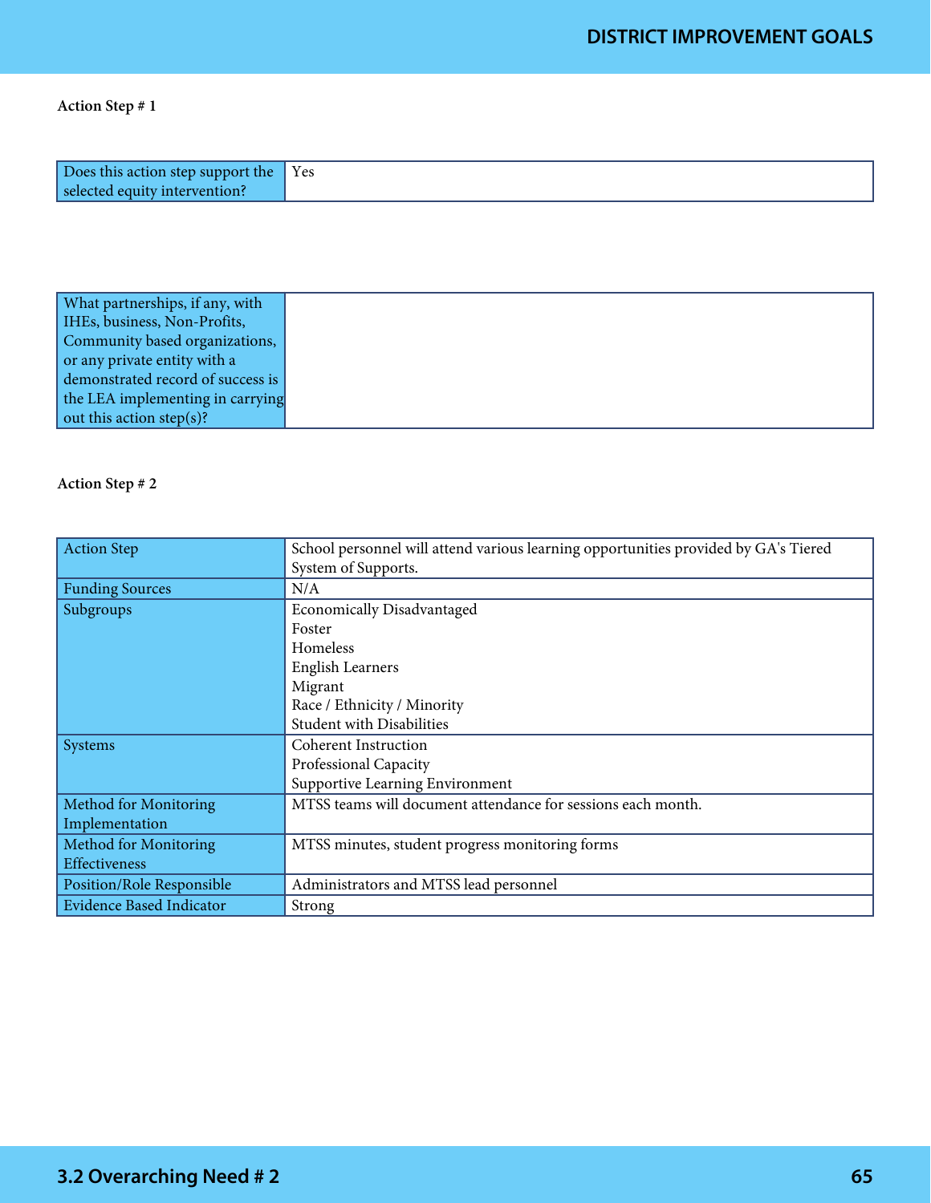**Action Step # 1**

| Does this action step support the selected equity intervention? | Yes |
|---|---|

| What partnerships, if any, with IHEs, business, Non-Profits, Community based organizations, or any private entity with a demonstrated record of success is the LEA implementing in carrying out this action step(s)? | |
|---|---|

**Action Step # 2**

| Action Step | School personnel will attend various learning opportunities provided by GA's Tiered System of Supports. |
|---|---|
| Funding Sources | N/A |
| Subgroups | Economically Disadvantaged<br>Foster<br>Homeless<br>English Learners<br>Migrant<br>Race / Ethnicity / Minority<br>Student with Disabilities |
| Systems | Coherent Instruction<br>Professional Capacity<br>Supportive Learning Environment |
| Method for Monitoring Implementation | MTSS teams will document attendance for sessions each month. |
| Method for Monitoring Effectiveness | MTSS minutes, student progress monitoring forms |
| Position/Role Responsible | Administrators and MTSS lead personnel |
| Evidence Based Indicator | Strong |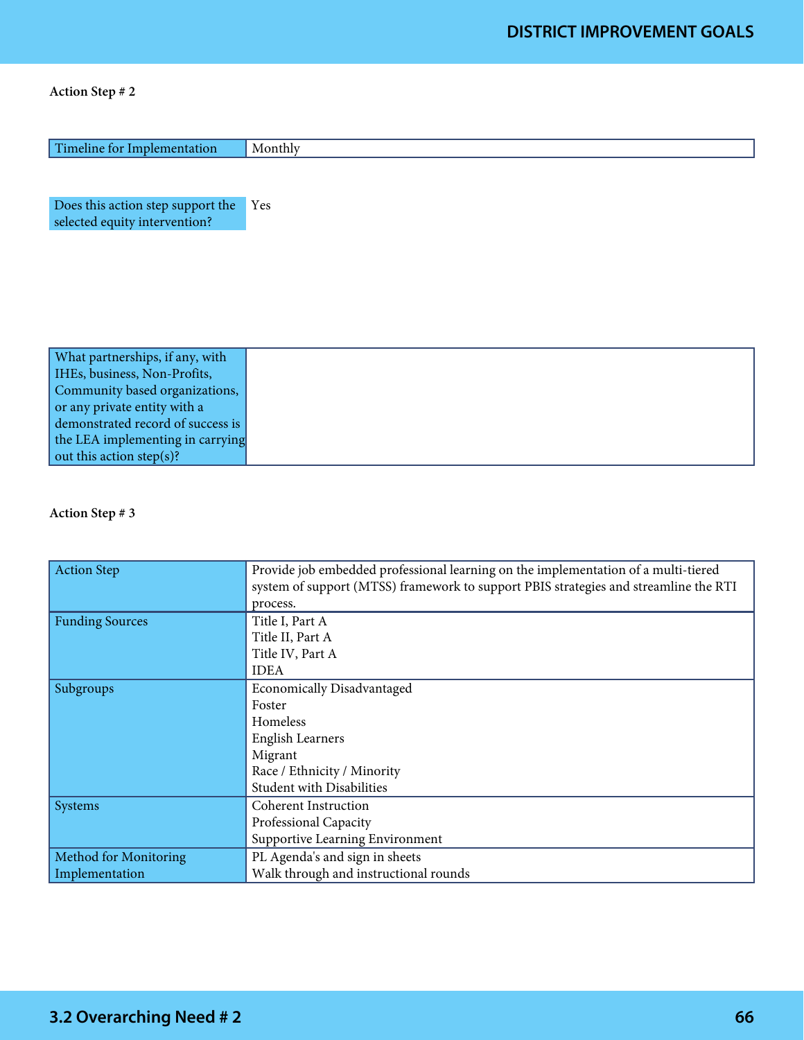**Action Step # 2**

| Timeline for Implementation | Monthly |
|---|---|

| Does this action step support the selected equity intervention? | Yes |
|---|---|

| What partnerships, if any, with IHEs, business, Non-Profits, Community based organizations, or any private entity with a demonstrated record of success is the LEA implementing in carrying out this action step(s)? | |
|---|---|

**Action Step # 3**

| Action Step | Provide job embedded professional learning on the implementation of a multi-tiered system of support (MTSS) framework to support PBIS strategies and streamline the RTI process. |
|---|---|
| Funding Sources | Title I, Part A<br>Title II, Part A<br>Title IV, Part A<br>IDEA |
| Subgroups | Economically Disadvantaged<br>Foster<br>Homeless<br>English Learners<br>Migrant<br>Race / Ethnicity / Minority<br>Student with Disabilities |
| Systems | Coherent Instruction<br>Professional Capacity<br>Supportive Learning Environment |
| Method for Monitoring Implementation | PL Agenda's and sign in sheets<br>Walk through and instructional rounds |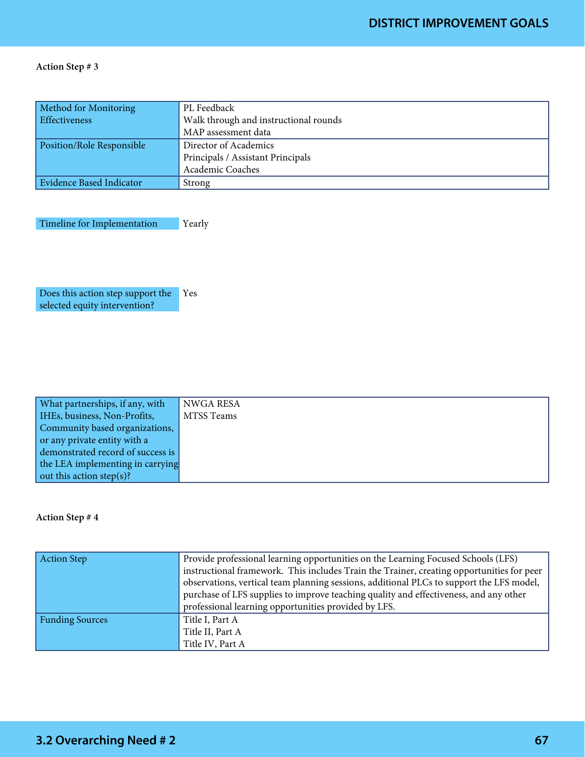**Action Step # 3**

| Method for Monitoring Effectiveness | PL Feedback<br>Walk through and instructional rounds<br>MAP assessment data |
|---|---|
| Position/Role Responsible | Director of Academics<br>Principals / Assistant Principals<br>Academic Coaches |
| Evidence Based Indicator | Strong |

| Timeline for Implementation | Yearly |
|---|---|

| Does this action step support the selected equity intervention? | Yes |
|---|---|

| What partnerships, if any, with IHEs, business, Non-Profits, Community based organizations, or any private entity with a demonstrated record of success is the LEA implementing in carrying out this action step(s)? | NWGA RESA<br>MTSS Teams |
|---|---|

**Action Step # 4**

| Action Step | Provide professional learning opportunities on the Learning Focused Schools (LFS) instructional framework. This includes Train the Trainer, creating opportunities for peer observations, vertical team planning sessions, additional PLCs to support the LFS model, purchase of LFS supplies to improve teaching quality and effectiveness, and any other professional learning opportunities provided by LFS. |
|---|---|
| Funding Sources | Title I, Part A<br>Title II, Part A<br>Title IV, Part A |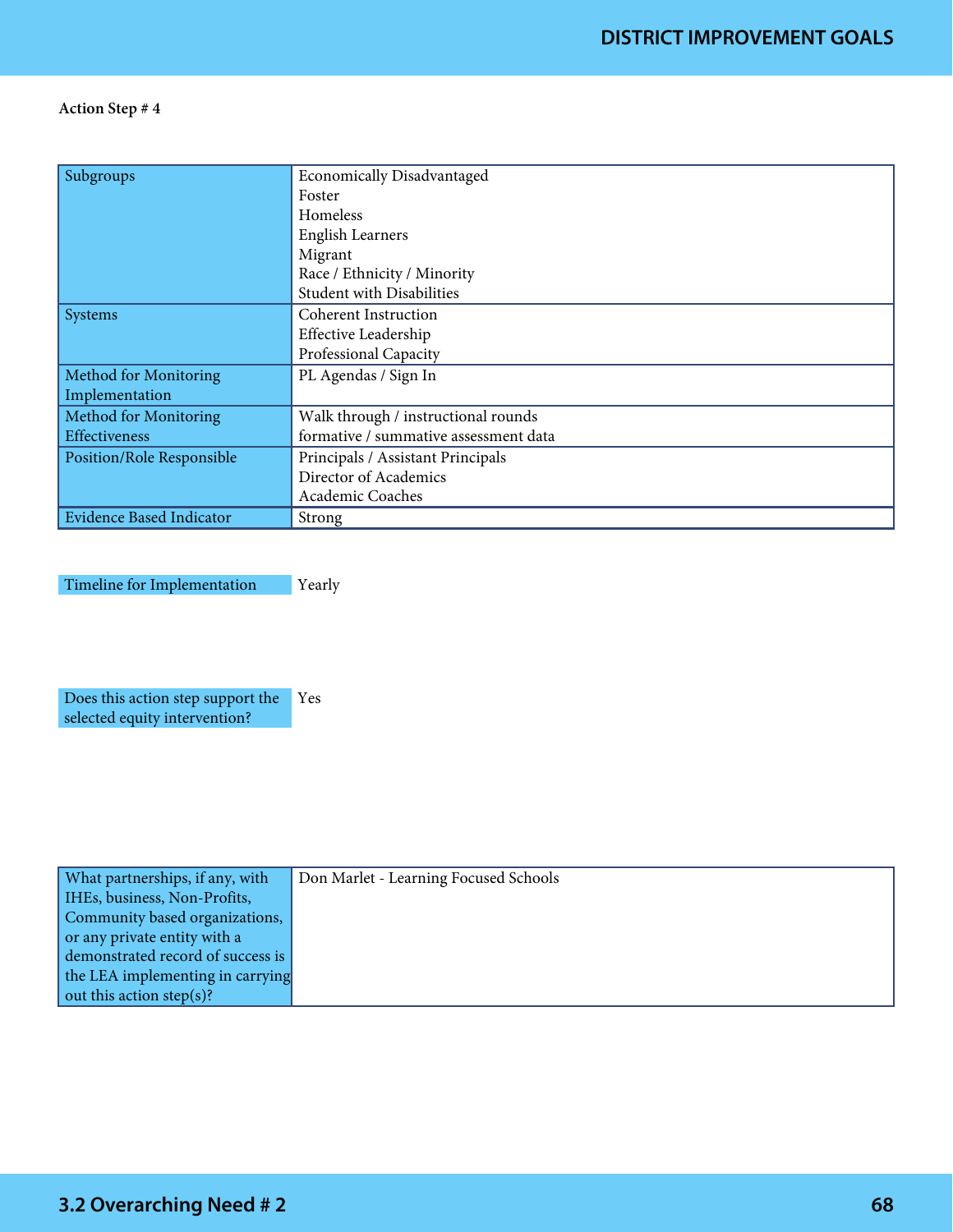**Action Step # 4**

| | |
|---|---|
| Subgroups | Economically Disadvantaged<br>Foster<br>Homeless<br>English Learners<br>Migrant<br>Race / Ethnicity / Minority<br>Student with Disabilities |
| Systems | Coherent Instruction<br>Effective Leadership<br>Professional Capacity |
| Method for Monitoring Implementation | PL Agendas / Sign In |
| Method for Monitoring Effectiveness | Walk through / instructional rounds<br>formative / summative assessment data |
| Position/Role Responsible | Principals / Assistant Principals<br>Director of Academics<br>Academic Coaches |
| Evidence Based Indicator | Strong |

| | |
|---|---|
| Timeline for Implementation | Yearly |

| | |
|---|---|
| Does this action step support the selected equity intervention? | Yes |

| | |
|---|---|
| What partnerships, if any, with IHEs, business, Non-Profits, Community based organizations, or any private entity with a demonstrated record of success is the LEA implementing in carrying out this action step(s)? | Don Marlet - Learning Focused Schools |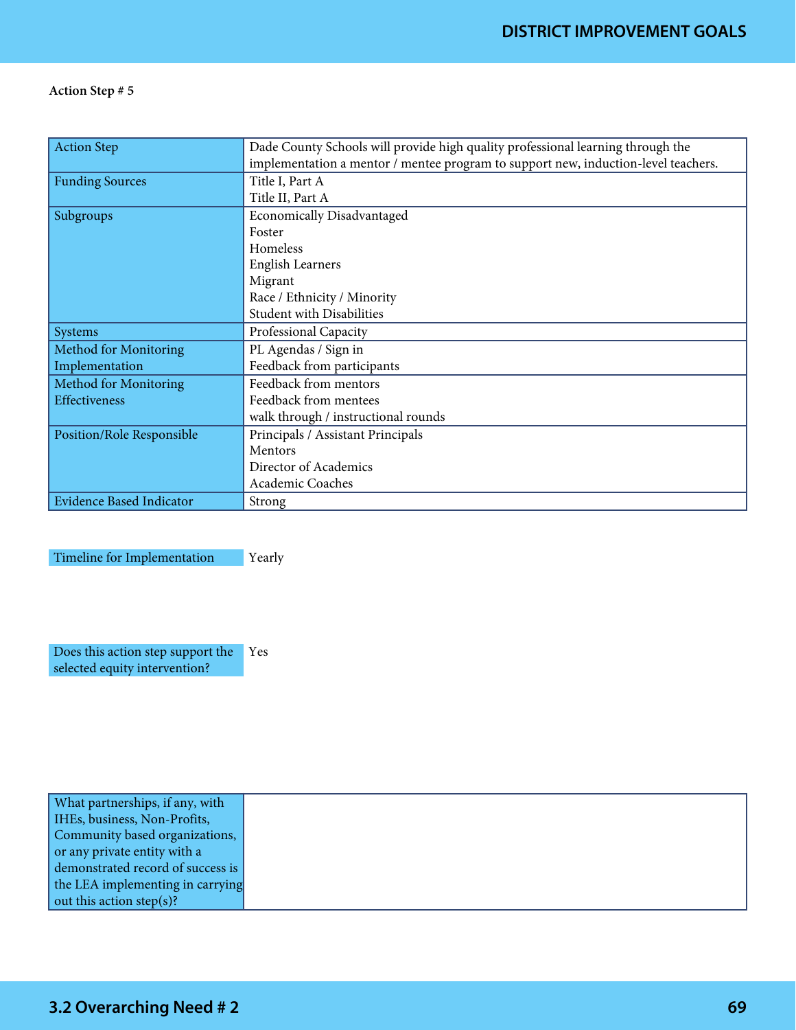**Action Step # 5**

| Action Step | Dade County Schools will provide high quality professional learning through the implementation a mentor / mentee program to support new, induction-level teachers. |
|---|---|
| Funding Sources | Title I, Part A<br>Title II, Part A |
| Subgroups | Economically Disadvantaged<br>Foster<br>Homeless<br>English Learners<br>Migrant<br>Race / Ethnicity / Minority<br>Student with Disabilities |
| Systems | Professional Capacity |
| Method for Monitoring Implementation | PL Agendas / Sign in<br>Feedback from participants |
| Method for Monitoring Effectiveness | Feedback from mentors<br>Feedback from mentees<br>walk through / instructional rounds |
| Position/Role Responsible | Principals / Assistant Principals<br>Mentors<br>Director of Academics<br>Academic Coaches |
| Evidence Based Indicator | Strong |

| Timeline for Implementation | Yearly |
|---|---|

| Does this action step support the selected equity intervention? | Yes |
|---|---|

| What partnerships, if any, with IHEs, business, Non-Profits, Community based organizations, or any private entity with a demonstrated record of success is the LEA implementing in carrying out this action step(s)? | |
|---|---|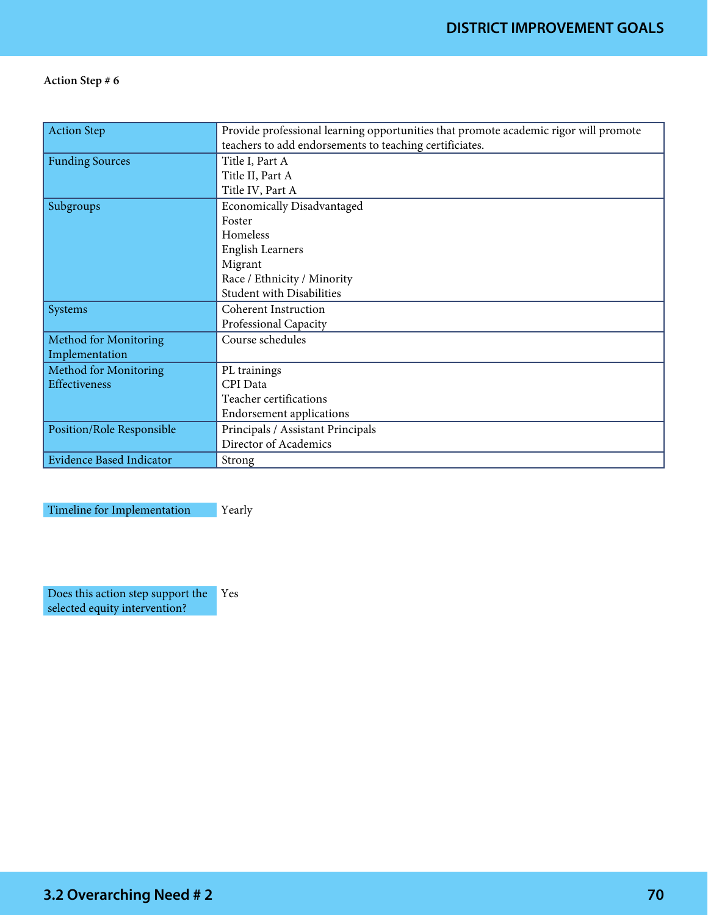**Action Step # 6**

| Action Step | Provide professional learning opportunities that promote academic rigor will promote teachers to add endorsements to teaching certificiates. |
|---|---|
| Funding Sources | Title I, Part A<br>Title II, Part A<br>Title IV, Part A |
| Subgroups | Economically Disadvantaged<br>Foster<br>Homeless<br>English Learners<br>Migrant<br>Race / Ethnicity / Minority<br>Student with Disabilities |
| Systems | Coherent Instruction<br>Professional Capacity |
| Method for Monitoring Implementation | Course schedules |
| Method for Monitoring Effectiveness | PL trainings<br>CPI Data<br>Teacher certifications<br>Endorsement applications |
| Position/Role Responsible | Principals / Assistant Principals<br>Director of Academics |
| Evidence Based Indicator | Strong |

| Timeline for Implementation | Yearly |
|---|---|

| Does this action step support the selected equity intervention? | Yes |
|---|---|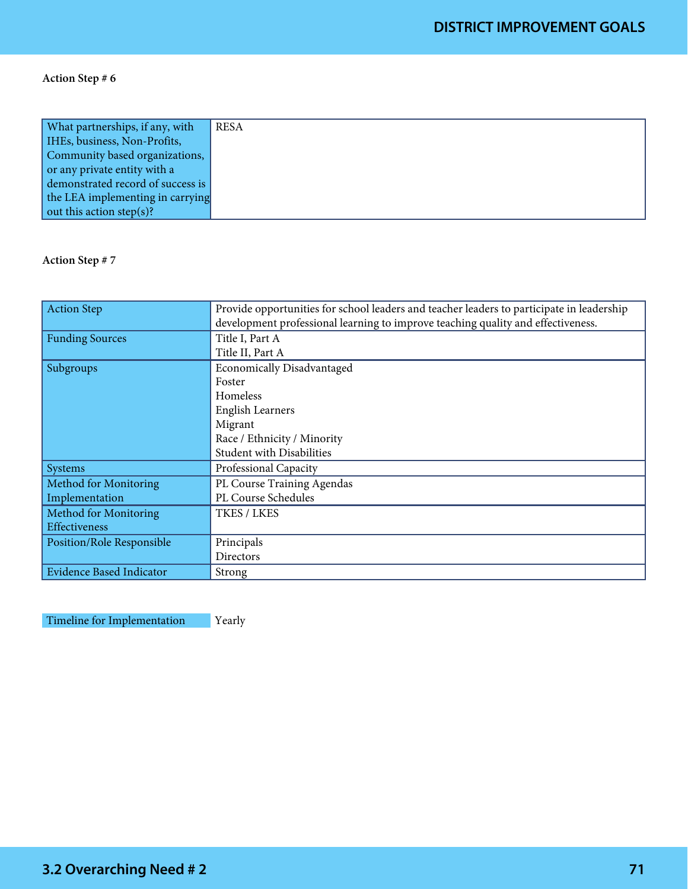**Action Step # 6**

| What partnerships, if any, with IHEs, business, Non-Profits, Community based organizations, or any private entity with a demonstrated record of success is the LEA implementing in carrying out this action step(s)? | RESA |
|---|---|

**Action Step # 7**

| Action Step | Provide opportunities for school leaders and teacher leaders to participate in leadership development professional learning to improve teaching quality and effectiveness. |
|---|---|
| Funding Sources | Title I, Part A<br>Title II, Part A |
| Subgroups | Economically Disadvantaged<br>Foster<br>Homeless<br>English Learners<br>Migrant<br>Race / Ethnicity / Minority<br>Student with Disabilities |
| Systems | Professional Capacity |
| Method for Monitoring Implementation | PL Course Training Agendas<br>PL Course Schedules |
| Method for Monitoring Effectiveness | TKES / LKES |
| Position/Role Responsible | Principals<br>Directors |
| Evidence Based Indicator | Strong |

| Timeline for Implementation | Yearly |
|---|---|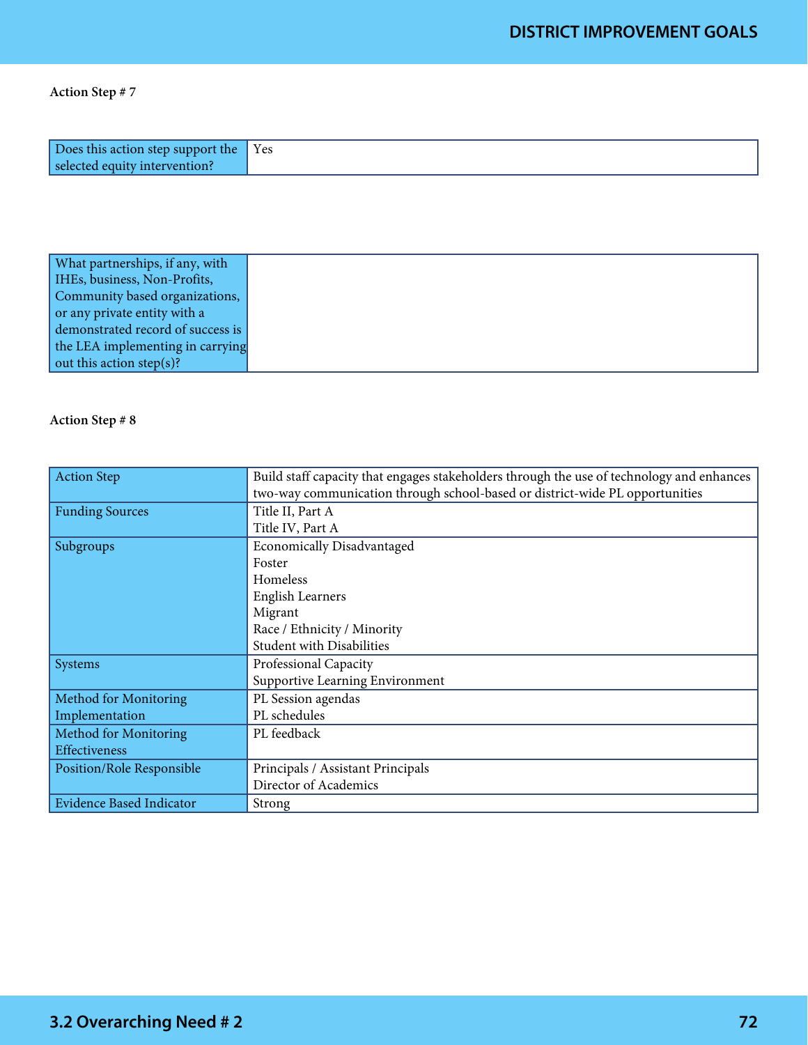**Action Step # 7**

| Does this action step support the selected equity intervention? | Yes |
|---|---|

| What partnerships, if any, with IHEs, business, Non-Profits, Community based organizations, or any private entity with a demonstrated record of success is the LEA implementing in carrying out this action step(s)? | |
|---|---|

**Action Step # 8**

| Action Step | Build staff capacity that engages stakeholders through the use of technology and enhances two-way communication through school-based or district-wide PL opportunities |
|---|---|
| Funding Sources | Title II, Part A<br>Title IV, Part A |
| Subgroups | Economically Disadvantaged<br>Foster<br>Homeless<br>English Learners<br>Migrant<br>Race / Ethnicity / Minority<br>Student with Disabilities |
| Systems | Professional Capacity<br>Supportive Learning Environment |
| Method for Monitoring Implementation | PL Session agendas<br>PL schedules |
| Method for Monitoring Effectiveness | PL feedback |
| Position/Role Responsible | Principals / Assistant Principals<br>Director of Academics |
| Evidence Based Indicator | Strong |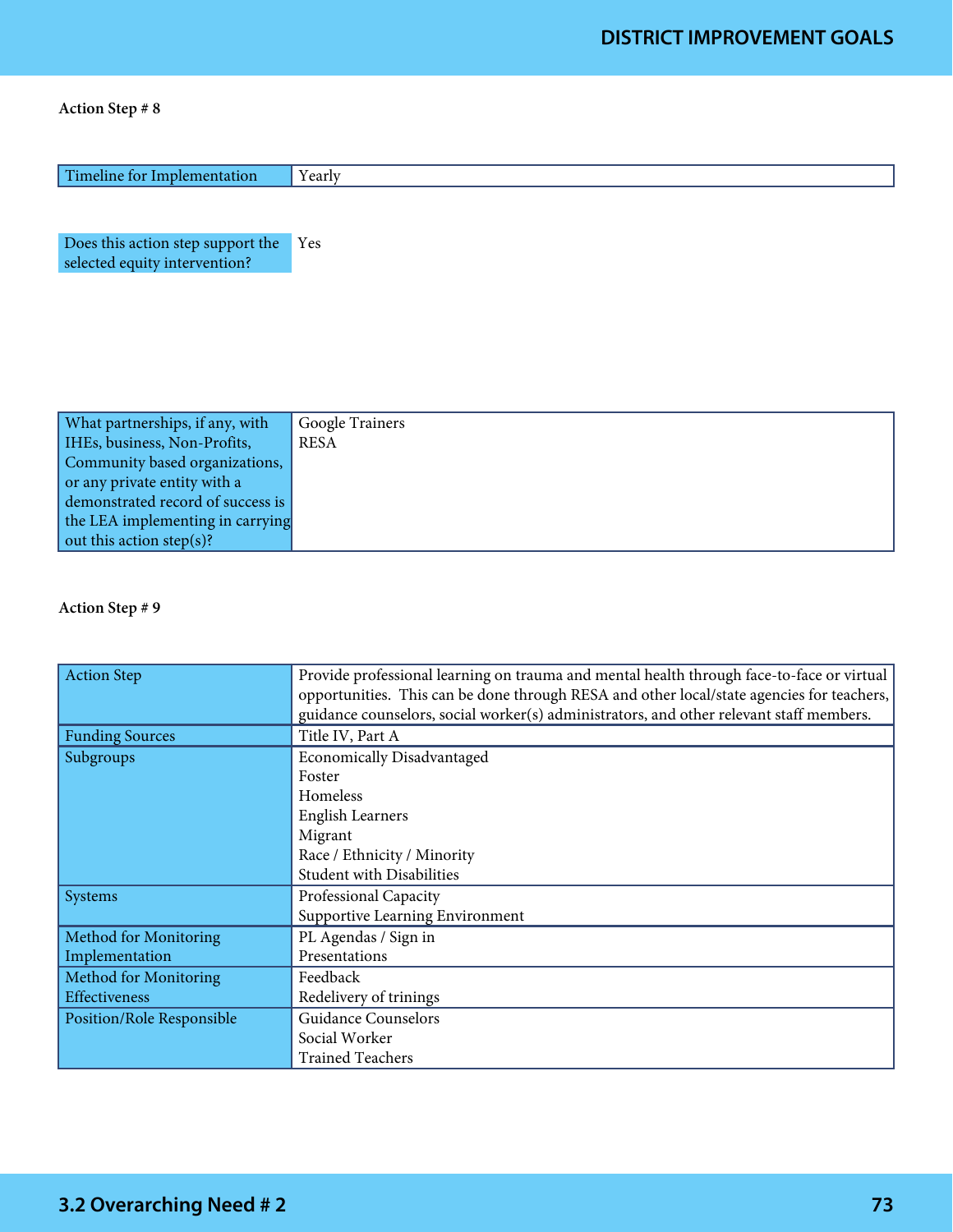**Action Step # 8**

| Timeline for Implementation | Yearly |
|---|---|

| Does this action step support the selected equity intervention? | Yes |
|---|---|

| What partnerships, if any, with IHEs, business, Non-Profits, Community based organizations, or any private entity with a demonstrated record of success is the LEA implementing in carrying out this action step(s)? | Google Trainers<br>RESA |
|---|---|

**Action Step # 9**

| Action Step | Provide professional learning on trauma and mental health through face-to-face or virtual opportunities. This can be done through RESA and other local/state agencies for teachers, guidance counselors, social worker(s) administrators, and other relevant staff members. |
|---|---|
| Funding Sources | Title IV, Part A |
| Subgroups | Economically Disadvantaged<br>Foster<br>Homeless<br>English Learners<br>Migrant<br>Race / Ethnicity / Minority<br>Student with Disabilities |
| Systems | Professional Capacity<br>Supportive Learning Environment |
| Method for Monitoring Implementation | PL Agendas / Sign in<br>Presentations |
| Method for Monitoring Effectiveness | Feedback<br>Redelivery of trinings |
| Position/Role Responsible | Guidance Counselors<br>Social Worker<br>Trained Teachers |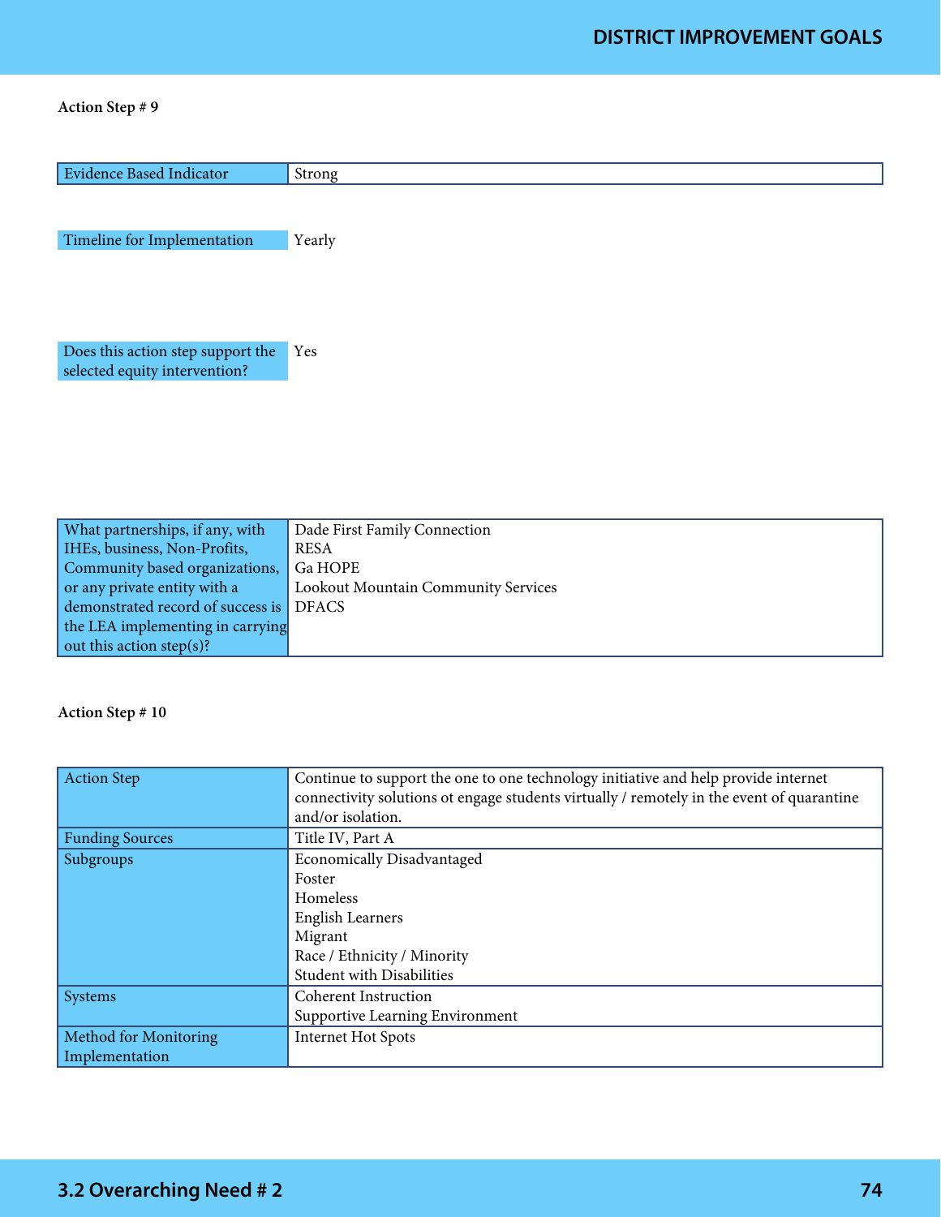**Action Step # 9**

| Evidence Based Indicator | Strong |
|---|---|

| Timeline for Implementation | Yearly |
|---|---|

| Does this action step support the selected equity intervention? | Yes |
|---|---|

| What partnerships, if any, with IHEs, business, Non-Profits, Community based organizations, or any private entity with a demonstrated record of success is the LEA implementing in carrying out this action step(s)? | Dade First Family Connection<br>RESA<br>Ga HOPE<br>Lookout Mountain Community Services<br>DFACS |
|---|---|

**Action Step # 10**

| Action Step | Continue to support the one to one technology initiative and help provide internet connectivity solutions ot engage students virtually / remotely in the event of quarantine and/or isolation. |
|---|---|
| Funding Sources | Title IV, Part A |
| Subgroups | Economically Disadvantaged<br>Foster<br>Homeless<br>English Learners<br>Migrant<br>Race / Ethnicity / Minority<br>Student with Disabilities |
| Systems | Coherent Instruction<br>Supportive Learning Environment |
| Method for Monitoring Implementation | Internet Hot Spots |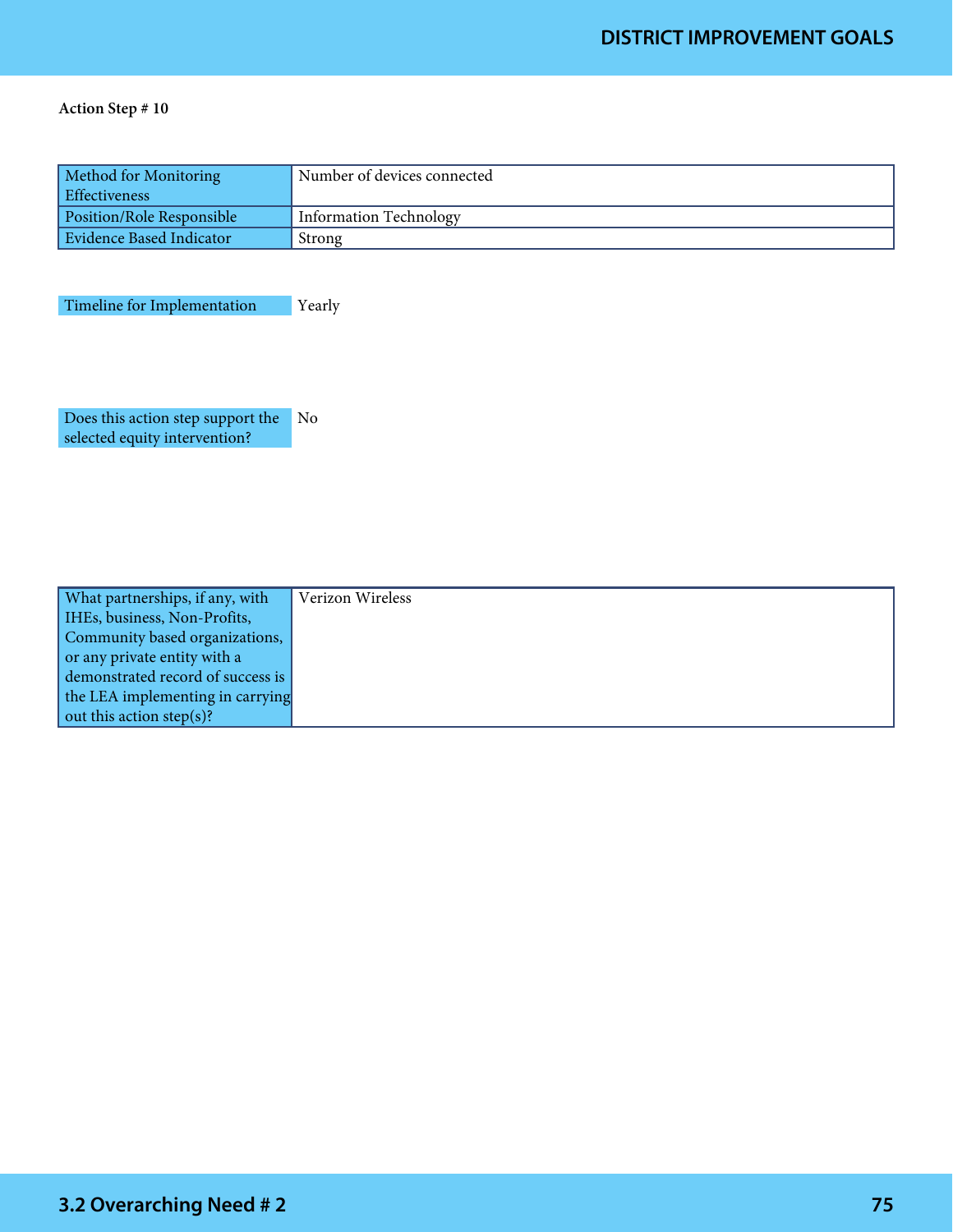**Action Step # 10**

| Method for Monitoring Effectiveness | Number of devices connected |
|---|---|
| Position/Role Responsible | Information Technology |
| Evidence Based Indicator | Strong |

| Timeline for Implementation | Yearly |
|---|---|

| Does this action step support the selected equity intervention? | No |
|---|---|

| What partnerships, if any, with IHEs, business, Non-Profits, Community based organizations, or any private entity with a demonstrated record of success is the LEA implementing in carrying out this action step(s)? | Verizon Wireless |
|---|---|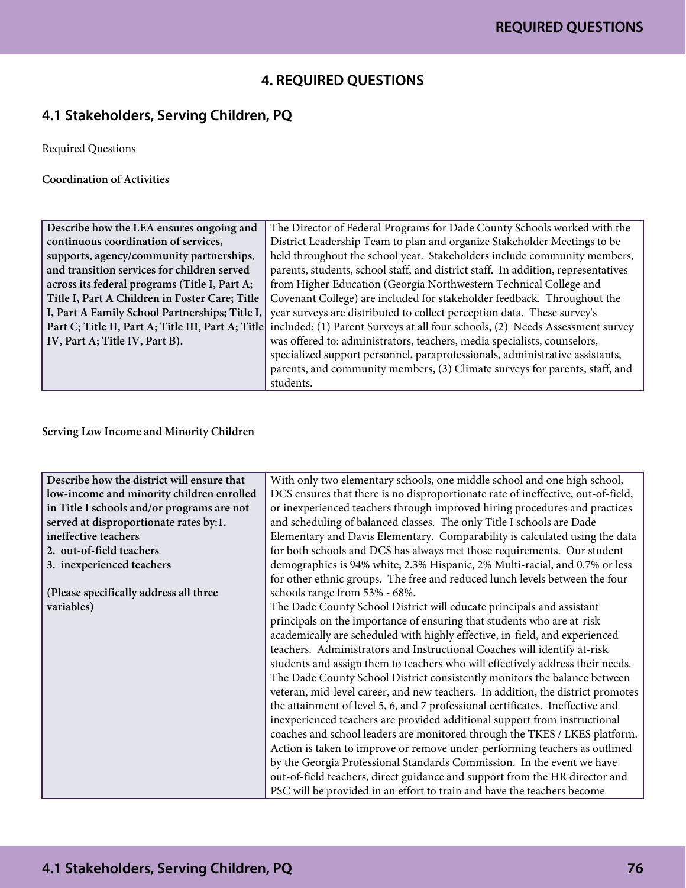# 4. REQUIRED QUESTIONS

## 4.1 Stakeholders, Serving Children, PQ

Required Questions

**Coordination of Activities**

| **Describe how the LEA ensures ongoing and continuous coordination of services, supports, agency/community partnerships, and transition services for children served across its federal programs (Title I, Part A; Title I, Part A Children in Foster Care; Title I, Part A Family School Partnerships; Title I, Part C; Title II, Part A; Title III, Part A; Title IV, Part A; Title IV, Part B).** | The Director of Federal Programs for Dade County Schools worked with the District Leadership Team to plan and organize Stakeholder Meetings to be held throughout the school year. Stakeholders include community members, parents, students, school staff, and district staff. In addition, representatives from Higher Education (Georgia Northwestern Technical College and Covenant College) are included for stakeholder feedback. Throughout the year surveys are distributed to collect perception data. These survey's included: (1) Parent Surveys at all four schools, (2) Needs Assessment survey was offered to: administrators, teachers, media specialists, counselors, specialized support personnel, paraprofessionals, administrative assistants, parents, and community members, (3) Climate surveys for parents, staff, and students. |
|---|---|

**Serving Low Income and Minority Children**

| **Describe how the district will ensure that low-income and minority children enrolled in Title I schools and/or programs are not served at disproportionate rates by:1. ineffective teachers<br>2. out-of-field teachers<br>3. inexperienced teachers<br><br>(Please specifically address all three variables)** | With only two elementary schools, one middle school and one high school, DCS ensures that there is no disproportionate rate of ineffective, out-of-field, or inexperienced teachers through improved hiring procedures and practices and scheduling of balanced classes. The only Title I schools are Dade Elementary and Davis Elementary. Comparability is calculated using the data for both schools and DCS has always met those requirements. Our student demographics is 94% white, 2.3% Hispanic, 2% Multi-racial, and 0.7% or less for other ethnic groups. The free and reduced lunch levels between the four schools range from 53% - 68%.<br>The Dade County School District will educate principals and assistant principals on the importance of ensuring that students who are at-risk academically are scheduled with highly effective, in-field, and experienced teachers. Administrators and Instructional Coaches will identify at-risk students and assign them to teachers who will effectively address their needs. The Dade County School District consistently monitors the balance between veteran, mid-level career, and new teachers. In addition, the district promotes the attainment of level 5, 6, and 7 professional certificates. Ineffective and inexperienced teachers are provided additional support from instructional coaches and school leaders are monitored through the TKES / LKES platform. Action is taken to improve or remove under-performing teachers as outlined by the Georgia Professional Standards Commission. In the event we have out-of-field teachers, direct guidance and support from the HR director and PSC will be provided in an effort to train and have the teachers become |
|---|---|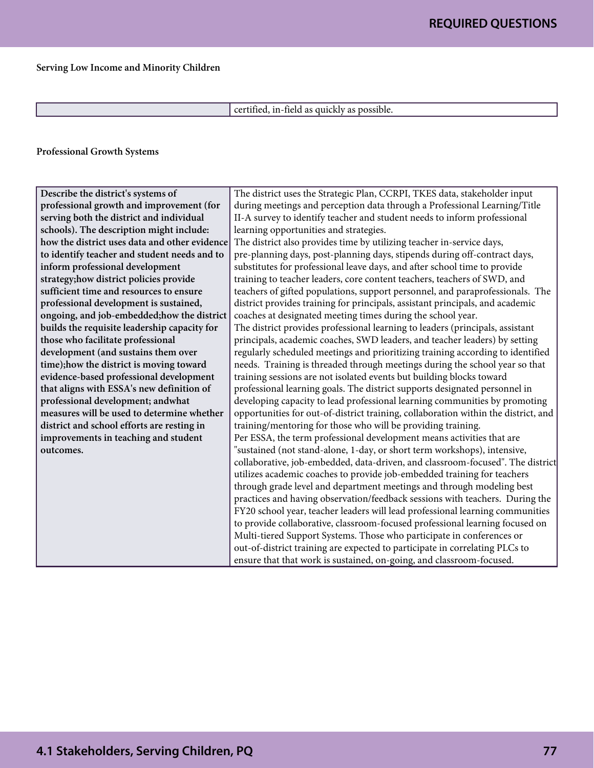**Serving Low Income and Minority Children**

| | |
|---|---|
| | certified, in-field as quickly as possible. |

**Professional Growth Systems**

| | |
|---|---|
| **Describe the district's systems of professional growth and improvement (for serving both the district and individual schools). The description might include: how the district uses data and other evidence to identify teacher and student needs and to inform professional development strategy;how district policies provide sufficient time and resources to ensure professional development is sustained, ongoing, and job-embedded;how the district builds the requisite leadership capacity for those who facilitate professional development (and sustains them over time);how the district is moving toward evidence-based professional development that aligns with ESSA's new definition of professional development; andwhat measures will be used to determine whether district and school efforts are resting in improvements in teaching and student outcomes.** | The district uses the Strategic Plan, CCRPI, TKES data, stakeholder input during meetings and perception data through a Professional Learning/Title II-A survey to identify teacher and student needs to inform professional learning opportunities and strategies.<br>The district also provides time by utilizing teacher in-service days, pre-planning days, post-planning days, stipends during off-contract days, substitutes for professional leave days, and after school time to provide training to teacher leaders, core content teachers, teachers of SWD, and teachers of gifted populations, support personnel, and paraprofessionals. The district provides training for principals, assistant principals, and academic coaches at designated meeting times during the school year.<br>The district provides professional learning to leaders (principals, assistant principals, academic coaches, SWD leaders, and teacher leaders) by setting regularly scheduled meetings and prioritizing training according to identified needs. Training is threaded through meetings during the school year so that training sessions are not isolated events but building blocks toward professional learning goals. The district supports designated personnel in developing capacity to lead professional learning communities by promoting opportunities for out-of-district training, collaboration within the district, and training/mentoring for those who will be providing training.<br>Per ESSA, the term professional development means activities that are "sustained (not stand-alone, 1-day, or short term workshops), intensive, collaborative, job-embedded, data-driven, and classroom-focused". The district utilizes academic coaches to provide job-embedded training for teachers through grade level and department meetings and through modeling best practices and having observation/feedback sessions with teachers. During the FY20 school year, teacher leaders will lead professional learning communities to provide collaborative, classroom-focused professional learning focused on Multi-tiered Support Systems. Those who participate in conferences or out-of-district training are expected to participate in correlating PLCs to ensure that that work is sustained, on-going, and classroom-focused. |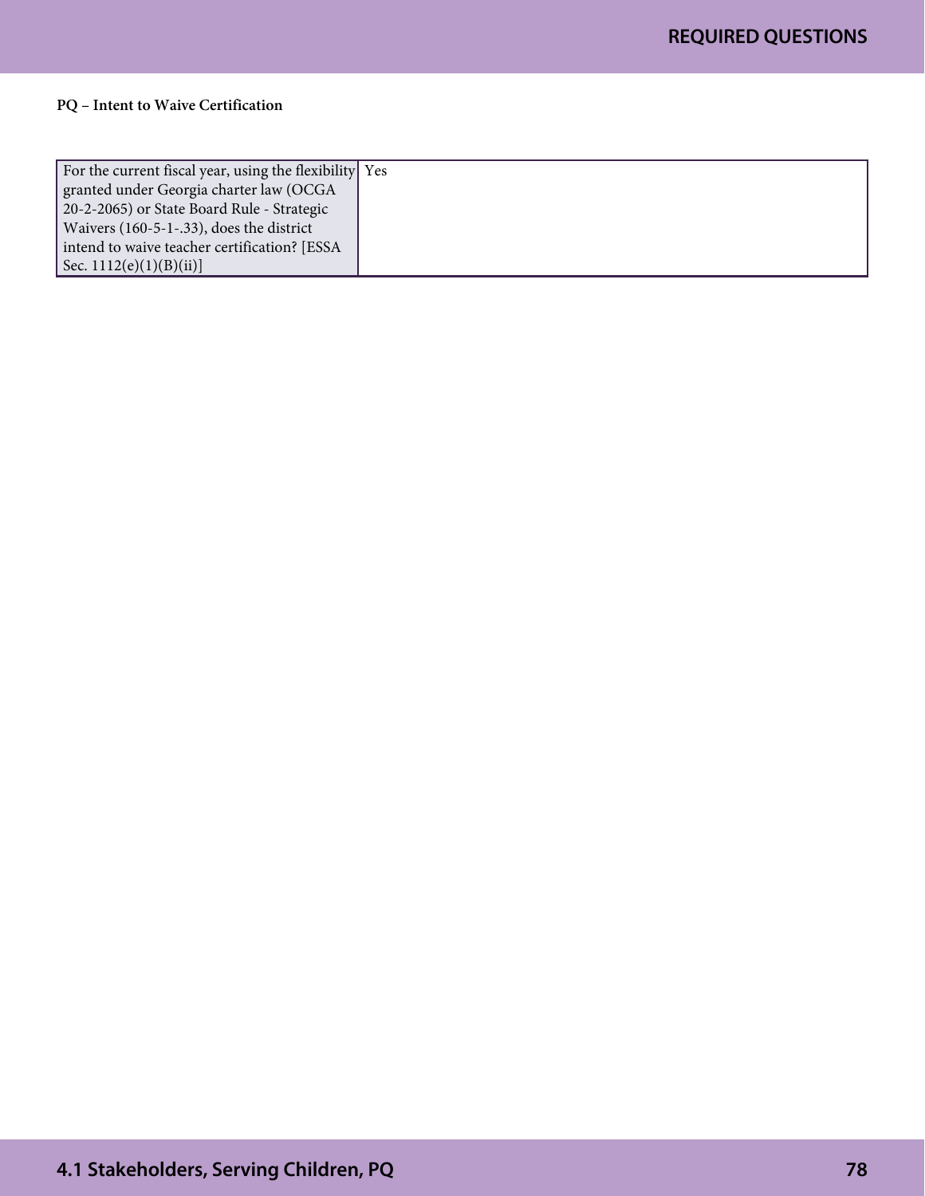**PQ – Intent to Waive Certification**

| For the current fiscal year, using the flexibility granted under Georgia charter law (OCGA 20-2-2065) or State Board Rule - Strategic Waivers (160-5-1-.33), does the district intend to waive teacher certification? [ESSA Sec. 1112(e)(1)(B)(ii)] | Yes |
|---|---|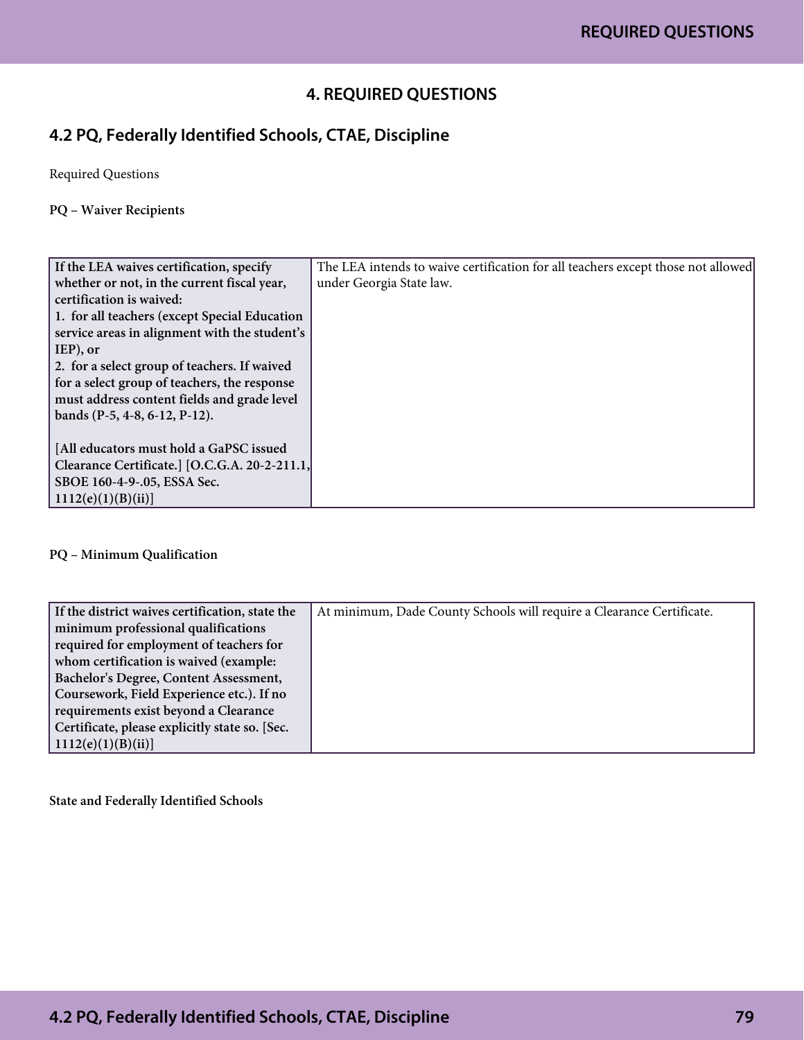# 4. REQUIRED QUESTIONS

## 4.2 PQ, Federally Identified Schools, CTAE, Discipline

Required Questions

**PQ – Waiver Recipients**

| | |
|---|---|
| **If the LEA waives certification, specify whether or not, in the current fiscal year, certification is waived:**<br>**1. for all teachers (except Special Education service areas in alignment with the student's IEP), or**<br>**2. for a select group of teachers. If waived for a select group of teachers, the response must address content fields and grade level bands (P-5, 4-8, 6-12, P-12).**<br><br>**[All educators must hold a GaPSC issued Clearance Certificate.] [O.C.G.A. 20-2-211.1, SBOE 160-4-9-.05, ESSA Sec. 1112(e)(1)(B)(ii)]** | The LEA intends to waive certification for all teachers except those not allowed under Georgia State law. |

**PQ – Minimum Qualification**

| | |
|---|---|
| **If the district waives certification, state the minimum professional qualifications required for employment of teachers for whom certification is waived (example: Bachelor's Degree, Content Assessment, Coursework, Field Experience etc.). If no requirements exist beyond a Clearance Certificate, please explicitly state so. [Sec. 1112(e)(1)(B)(ii)]** | At minimum, Dade County Schools will require a Clearance Certificate. |

**State and Federally Identified Schools**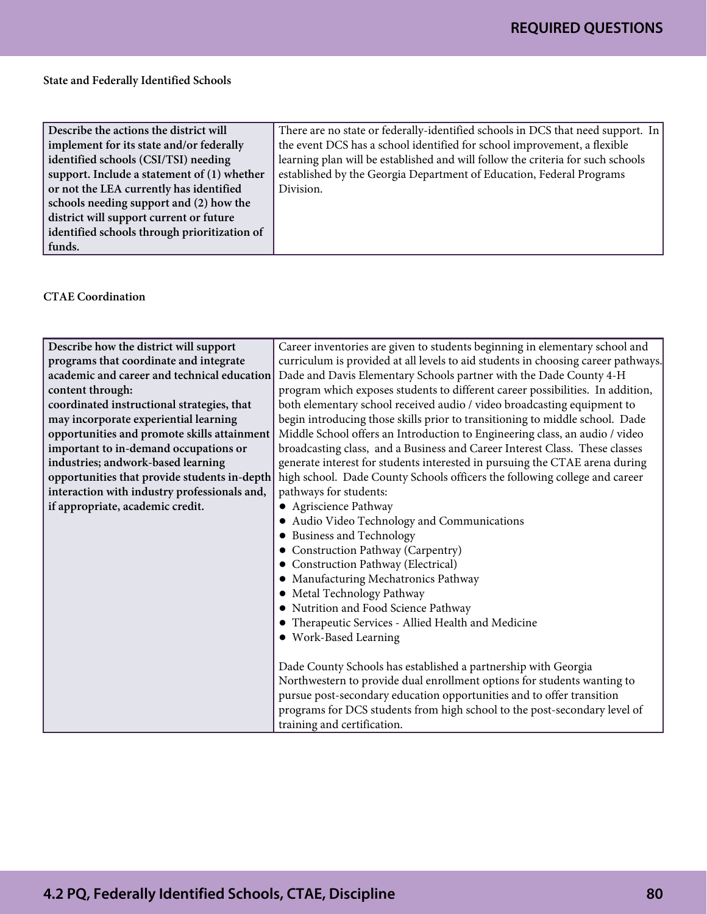### State and Federally Identified Schools

| Describe the actions the district will implement for its state and/or federally identified schools (CSI/TSI) needing support. Include a statement of (1) whether or not the LEA currently has identified schools needing support and (2) how the district will support current or future identified schools through prioritization of funds. | There are no state or federally-identified schools in DCS that need support. In the event DCS has a school identified for school improvement, a flexible learning plan will be established and will follow the criteria for such schools established by the Georgia Department of Education, Federal Programs Division. |
|---|---|

### CTAE Coordination

| Describe how the district will support programs that coordinate and integrate academic and career and technical education content through:<br>coordinated instructional strategies, that may incorporate experiential learning opportunities and promote skills attainment important to in-demand occupations or industries; andwork-based learning opportunities that provide students in-depth interaction with industry professionals and, if appropriate, academic credit. | Career inventories are given to students beginning in elementary school and curriculum is provided at all levels to aid students in choosing career pathways. Dade and Davis Elementary Schools partner with the Dade County 4-H program which exposes students to different career possibilities. In addition, both elementary school received audio / video broadcasting equipment to begin introducing those skills prior to transitioning to middle school. Dade Middle School offers an Introduction to Engineering class, an audio / video broadcasting class, and a Business and Career Interest Class. These classes generate interest for students interested in pursuing the CTAE arena during high school. Dade County Schools officers the following college and career pathways for students:<br>● Agriscience Pathway<br>● Audio Video Technology and Communications<br>● Business and Technology<br>● Construction Pathway (Carpentry)<br>● Construction Pathway (Electrical)<br>● Manufacturing Mechatronics Pathway<br>● Metal Technology Pathway<br>● Nutrition and Food Science Pathway<br>● Therapeutic Services - Allied Health and Medicine<br>● Work-Based Learning<br><br>Dade County Schools has established a partnership with Georgia Northwestern to provide dual enrollment options for students wanting to pursue post-secondary education opportunities and to offer transition programs for DCS students from high school to the post-secondary level of training and certification. |
|---|---|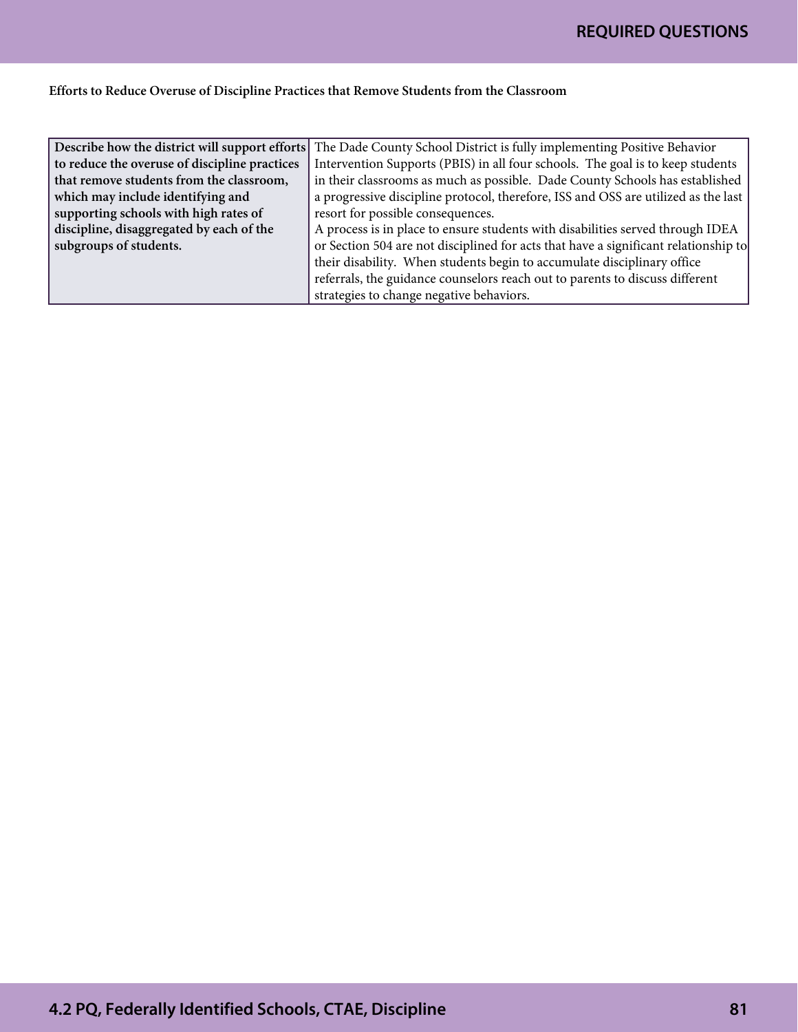**Efforts to Reduce Overuse of Discipline Practices that Remove Students from the Classroom**

| **Describe how the district will support efforts to reduce the overuse of discipline practices that remove students from the classroom, which may include identifying and supporting schools with high rates of discipline, disaggregated by each of the subgroups of students.** | The Dade County School District is fully implementing Positive Behavior Intervention Supports (PBIS) in all four schools. The goal is to keep students in their classrooms as much as possible. Dade County Schools has established a progressive discipline protocol, therefore, ISS and OSS are utilized as the last resort for possible consequences.<br>A process is in place to ensure students with disabilities served through IDEA or Section 504 are not disciplined for acts that have a significant relationship to their disability. When students begin to accumulate disciplinary office referrals, the guidance counselors reach out to parents to discuss different strategies to change negative behaviors. |
|---|---|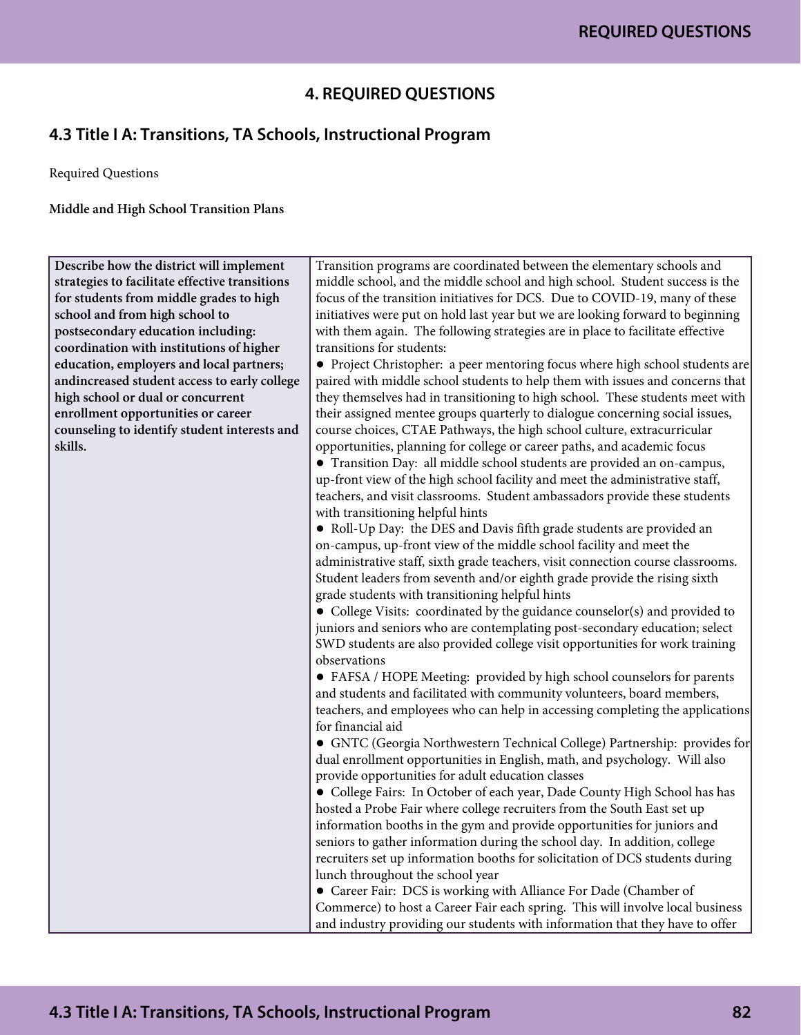## 4. REQUIRED QUESTIONS

### 4.3 Title I A: Transitions, TA Schools, Instructional Program

Required Questions

**Middle and High School Transition Plans**

| **Describe how the district will implement strategies to facilitate effective transitions for students from middle grades to high school and from high school to postsecondary education including: coordination with institutions of higher education, employers and local partners; andincreased student access to early college high school or dual or concurrent enrollment opportunities or career counseling to identify student interests and skills.** | Transition programs are coordinated between the elementary schools and middle school, and the middle school and high school. Student success is the focus of the transition initiatives for DCS. Due to COVID-19, many of these initiatives were put on hold last year but we are looking forward to beginning with them again. The following strategies are in place to facilitate effective transitions for students:<br>● Project Christopher: a peer mentoring focus where high school students are paired with middle school students to help them with issues and concerns that they themselves had in transitioning to high school. These students meet with their assigned mentee groups quarterly to dialogue concerning social issues, course choices, CTAE Pathways, the high school culture, extracurricular opportunities, planning for college or career paths, and academic focus<br>● Transition Day: all middle school students are provided an on-campus, up-front view of the high school facility and meet the administrative staff, teachers, and visit classrooms. Student ambassadors provide these students with transitioning helpful hints<br>● Roll-Up Day: the DES and Davis fifth grade students are provided an on-campus, up-front view of the middle school facility and meet the administrative staff, sixth grade teachers, visit connection course classrooms. Student leaders from seventh and/or eighth grade provide the rising sixth grade students with transitioning helpful hints<br>● College Visits: coordinated by the guidance counselor(s) and provided to juniors and seniors who are contemplating post-secondary education; select SWD students are also provided college visit opportunities for work training observations<br>● FAFSA / HOPE Meeting: provided by high school counselors for parents and students and facilitated with community volunteers, board members, teachers, and employees who can help in accessing completing the applications for financial aid<br>● GNTC (Georgia Northwestern Technical College) Partnership: provides for dual enrollment opportunities in English, math, and psychology. Will also provide opportunities for adult education classes<br>● College Fairs: In October of each year, Dade County High School has has hosted a Probe Fair where college recruiters from the South East set up information booths in the gym and provide opportunities for juniors and seniors to gather information during the school day. In addition, college recruiters set up information booths for solicitation of DCS students during lunch throughout the school year<br>● Career Fair: DCS is working with Alliance For Dade (Chamber of Commerce) to host a Career Fair each spring. This will involve local business and industry providing our students with information that they have to offer |
|---|---|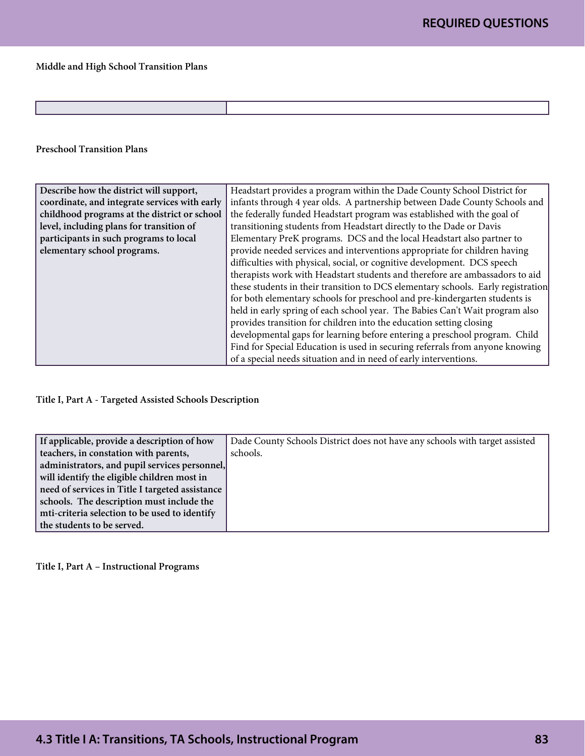### Middle and High School Transition Plans

| | |
|---|---|

### Preschool Transition Plans

| | |
|---|---|
| **Describe how the district will support, coordinate, and integrate services with early childhood programs at the district or school level, including plans for transition of participants in such programs to local elementary school programs.** | Headstart provides a program within the Dade County School District for infants through 4 year olds. A partnership between Dade County Schools and the federally funded Headstart program was established with the goal of transitioning students from Headstart directly to the Dade or Davis Elementary PreK programs. DCS and the local Headstart also partner to provide needed services and interventions appropriate for children having difficulties with physical, social, or cognitive development. DCS speech therapists work with Headstart students and therefore are ambassadors to aid these students in their transition to DCS elementary schools. Early registration for both elementary schools for preschool and pre-kindergarten students is held in early spring of each school year. The Babies Can't Wait program also provides transition for children into the education setting closing developmental gaps for learning before entering a preschool program. Child Find for Special Education is used in securing referrals from anyone knowing of a special needs situation and in need of early interventions. |

### Title I, Part A - Targeted Assisted Schools Description

| | |
|---|---|
| **If applicable, provide a description of how teachers, in constation with parents, administrators, and pupil services personnel, will identify the eligible children most in need of services in Title I targeted assistance schools. The description must include the mti-criteria selection to be used to identify the students to be served.** | Dade County Schools District does not have any schools with target assisted schools. |

### Title I, Part A – Instructional Programs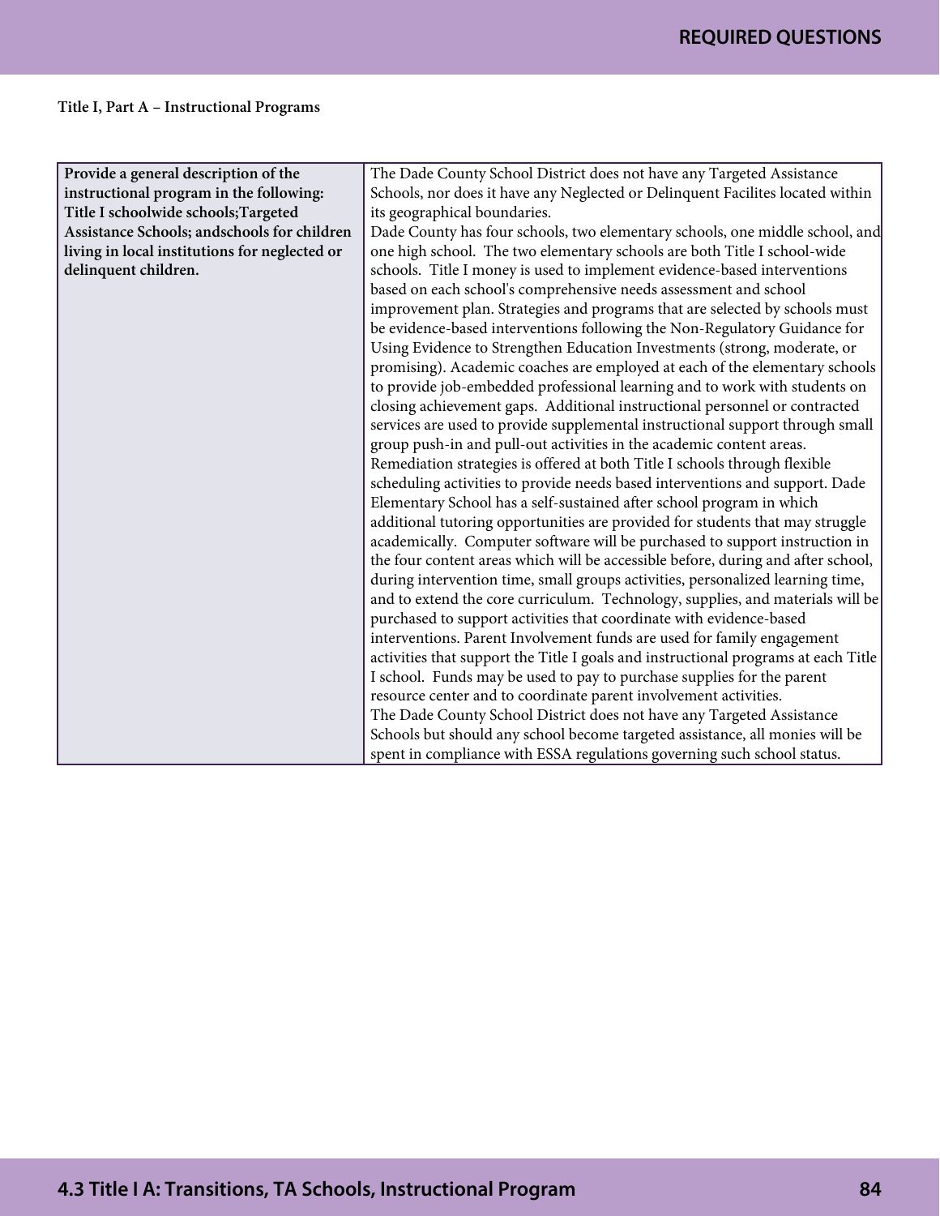**Title I, Part A – Instructional Programs**

| Provide a general description of the instructional program in the following: Title I schoolwide schools;Targeted Assistance Schools; andschools for children living in local institutions for neglected or delinquent children. | The Dade County School District does not have any Targeted Assistance Schools, nor does it have any Neglected or Delinquent Facilites located within its geographical boundaries.<br>Dade County has four schools, two elementary schools, one middle school, and one high school. The two elementary schools are both Title I school-wide schools. Title I money is used to implement evidence-based interventions based on each school's comprehensive needs assessment and school improvement plan. Strategies and programs that are selected by schools must be evidence-based interventions following the Non-Regulatory Guidance for Using Evidence to Strengthen Education Investments (strong, moderate, or promising). Academic coaches are employed at each of the elementary schools to provide job-embedded professional learning and to work with students on closing achievement gaps. Additional instructional personnel or contracted services are used to provide supplemental instructional support through small group push-in and pull-out activities in the academic content areas. Remediation strategies is offered at both Title I schools through flexible scheduling activities to provide needs based interventions and support. Dade Elementary School has a self-sustained after school program in which additional tutoring opportunities are provided for students that may struggle academically. Computer software will be purchased to support instruction in the four content areas which will be accessible before, during and after school, during intervention time, small groups activities, personalized learning time, and to extend the core curriculum. Technology, supplies, and materials will be purchased to support activities that coordinate with evidence-based interventions. Parent Involvement funds are used for family engagement activities that support the Title I goals and instructional programs at each Title I school. Funds may be used to pay to purchase supplies for the parent resource center and to coordinate parent involvement activities.<br>The Dade County School District does not have any Targeted Assistance Schools but should any school become targeted assistance, all monies will be spent in compliance with ESSA regulations governing such school status. |
|---|---|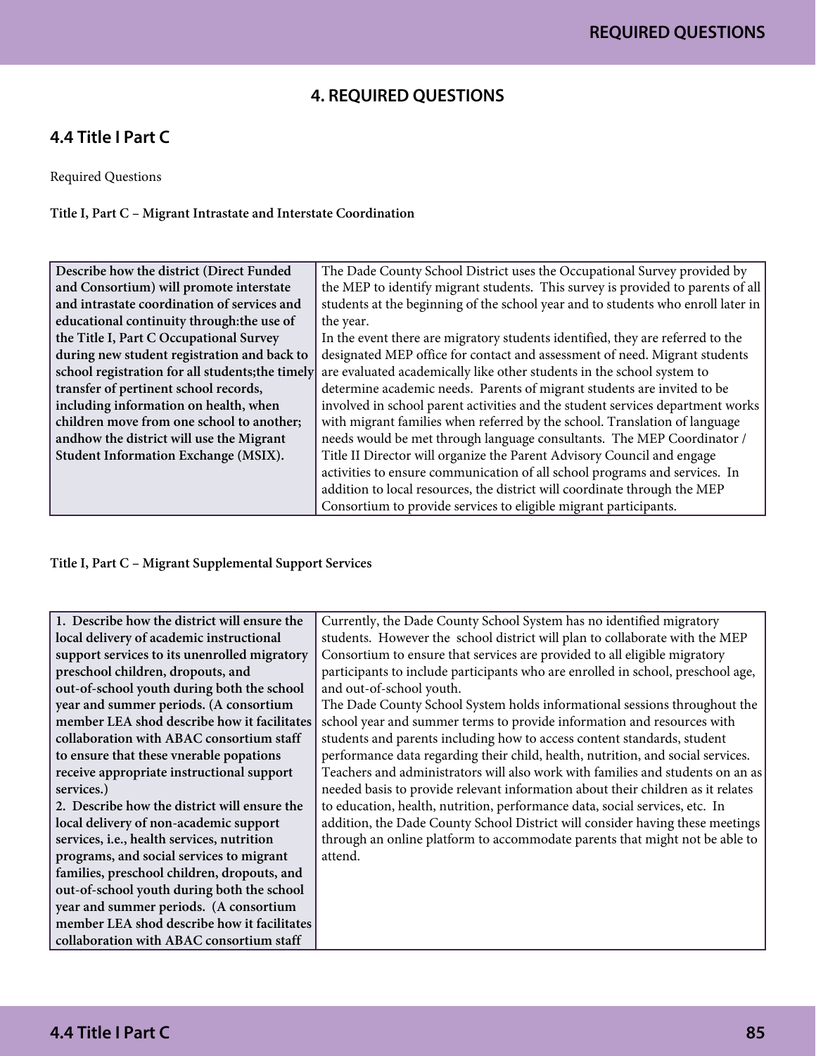## 4. REQUIRED QUESTIONS

### 4.4 Title I Part C

Required Questions

**Title I, Part C – Migrant Intrastate and Interstate Coordination**

| | |
|---|---|
| **Describe how the district (Direct Funded and Consortium) will promote interstate and intrastate coordination of services and educational continuity through:the use of the Title I, Part C Occupational Survey during new student registration and back to school registration for all students;the timely transfer of pertinent school records, including information on health, when children move from one school to another; andhow the district will use the Migrant Student Information Exchange (MSIX).** | The Dade County School District uses the Occupational Survey provided by the MEP to identify migrant students. This survey is provided to parents of all students at the beginning of the school year and to students who enroll later in the year.<br>In the event there are migratory students identified, they are referred to the designated MEP office for contact and assessment of need. Migrant students are evaluated academically like other students in the school system to determine academic needs. Parents of migrant students are invited to be involved in school parent activities and the student services department works with migrant families when referred by the school. Translation of language needs would be met through language consultants. The MEP Coordinator / Title II Director will organize the Parent Advisory Council and engage activities to ensure communication of all school programs and services. In addition to local resources, the district will coordinate through the MEP Consortium to provide services to eligible migrant participants. |

**Title I, Part C – Migrant Supplemental Support Services**

| | |
|---|---|
| **1. Describe how the district will ensure the local delivery of academic instructional support services to its unenrolled migratory preschool children, dropouts, and out-of-school youth during both the school year and summer periods. (A consortium member LEA shod describe how it facilitates collaboration with ABAC consortium staff to ensure that these vnerable popations receive appropriate instructional support services.)**<br>**2. Describe how the district will ensure the local delivery of non-academic support services, i.e., health services, nutrition programs, and social services to migrant families, preschool children, dropouts, and out-of-school youth during both the school year and summer periods. (A consortium member LEA shod describe how it facilitates collaboration with ABAC consortium staff** | Currently, the Dade County School System has no identified migratory students. However the school district will plan to collaborate with the MEP Consortium to ensure that services are provided to all eligible migratory participants to include participants who are enrolled in school, preschool age, and out-of-school youth.<br>The Dade County School System holds informational sessions throughout the school year and summer terms to provide information and resources with students and parents including how to access content standards, student performance data regarding their child, health, nutrition, and social services. Teachers and administrators will also work with families and students on an as needed basis to provide relevant information about their children as it relates to education, health, nutrition, performance data, social services, etc. In addition, the Dade County School District will consider having these meetings through an online platform to accommodate parents that might not be able to attend. |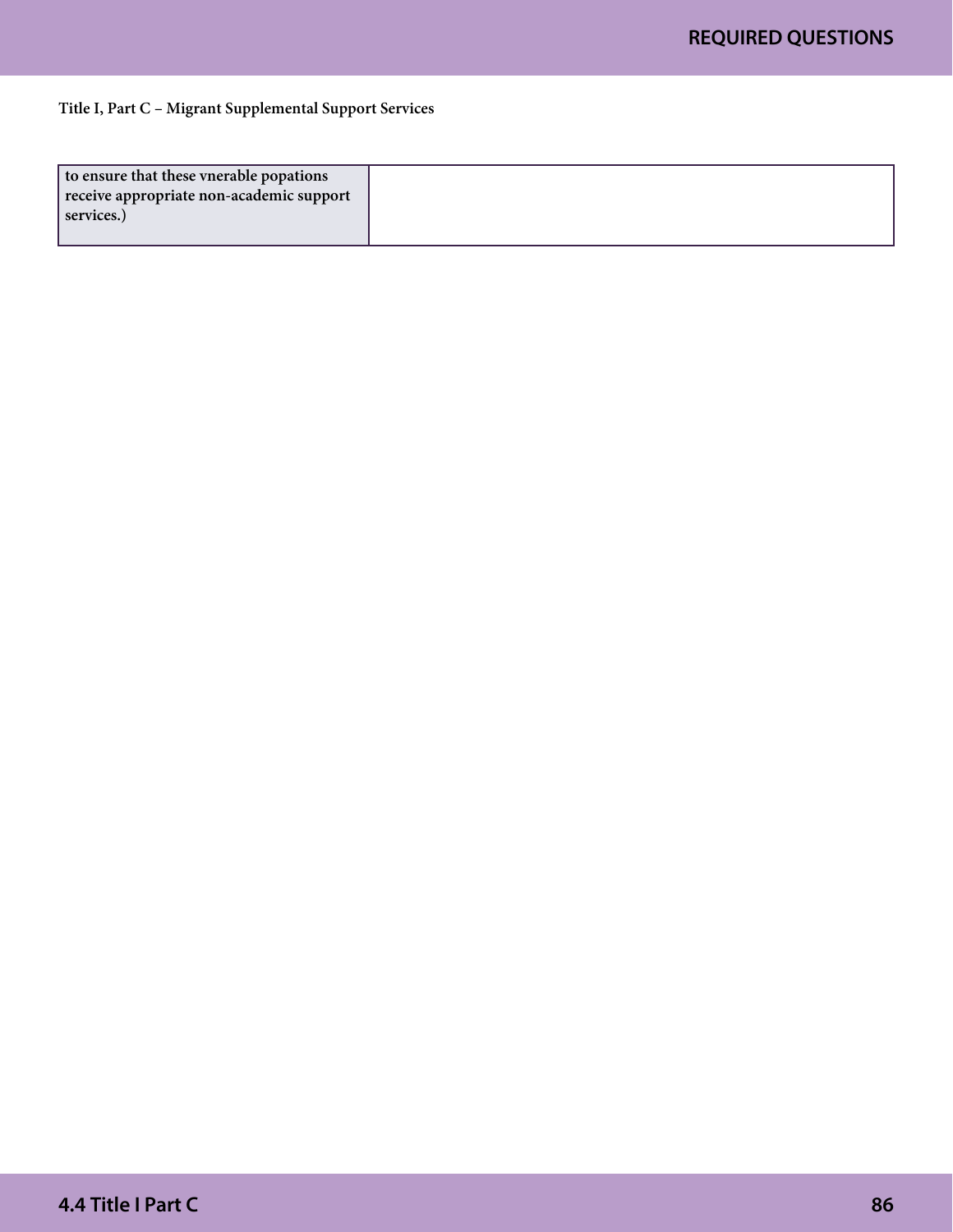Title I, Part C – Migrant Supplemental Support Services

| | |
|---|---|
| **to ensure that these vnerable popations receive appropriate non-academic support services.)** | |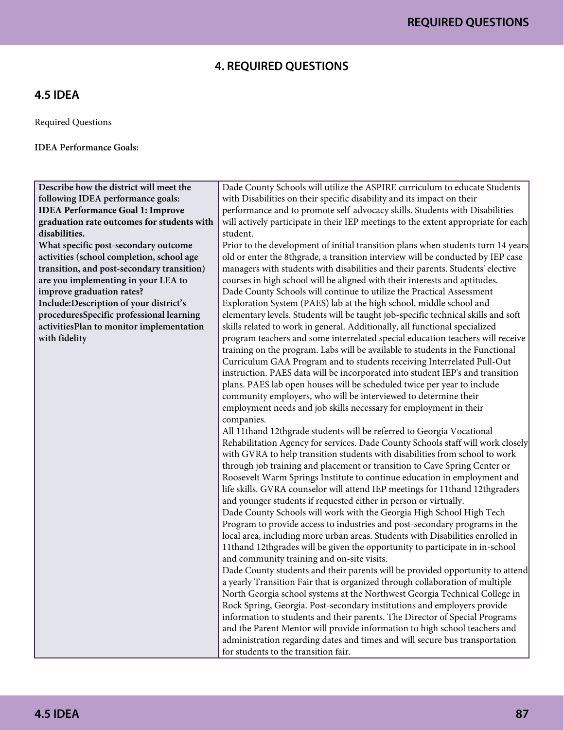# 4. REQUIRED QUESTIONS

## 4.5 IDEA

Required Questions

**IDEA Performance Goals:**

| **Describe how the district will meet the following IDEA performance goals: IDEA Performance Goal 1: Improve graduation rate outcomes for students with disabilities. What specific post-secondary outcome activities (school completion, school age transition, and post-secondary transition) are you implementing in your LEA to improve graduation rates? Include:Description of your district's proceduresSpecific professional learning activitiesPlan to monitor implementation with fidelity** | Dade County Schools will utilize the ASPIRE curriculum to educate Students with Disabilities on their specific disability and its impact on their performance and to promote self-advocacy skills. Students with Disabilities will actively participate in their IEP meetings to the extent appropriate for each student.<br>Prior to the development of initial transition plans when students turn 14 years old or enter the 8thgrade, a transition interview will be conducted by IEP case managers with students with disabilities and their parents. Students' elective courses in high school will be aligned with their interests and aptitudes.<br>Dade County Schools will continue to utilize the Practical Assessment Exploration System (PAES) lab at the high school, middle school and elementary levels. Students will be taught job-specific technical skills and soft skills related to work in general. Additionally, all functional specialized program teachers and some interrelated special education teachers will receive training on the program. Labs will be available to students in the Functional Curriculum GAA Program and to students receiving Interrelated Pull-Out instruction. PAES data will be incorporated into student IEP's and transition plans. PAES lab open houses will be scheduled twice per year to include community employers, who will be interviewed to determine their employment needs and job skills necessary for employment in their companies.<br>All 11thand 12thgrade students will be referred to Georgia Vocational Rehabilitation Agency for services. Dade County Schools staff will work closely with GVRA to help transition students with disabilities from school to work through job training and placement or transition to Cave Spring Center or Roosevelt Warm Springs Institute to continue education in employment and life skills. GVRA counselor will attend IEP meetings for 11thand 12thgraders and younger students if requested either in person or virtually.<br>Dade County Schools will work with the Georgia High School High Tech Program to provide access to industries and post-secondary programs in the local area, including more urban areas. Students with Disabilities enrolled in 11thand 12thgrades will be given the opportunity to participate in in-school and community training and on-site visits.<br>Dade County students and their parents will be provided opportunity to attend a yearly Transition Fair that is organized through collaboration of multiple North Georgia school systems at the Northwest Georgia Technical College in Rock Spring, Georgia. Post-secondary institutions and employers provide information to students and their parents. The Director of Special Programs and the Parent Mentor will provide information to high school teachers and administration regarding dates and times and will secure bus transportation for students to the transition fair. |
|---|---|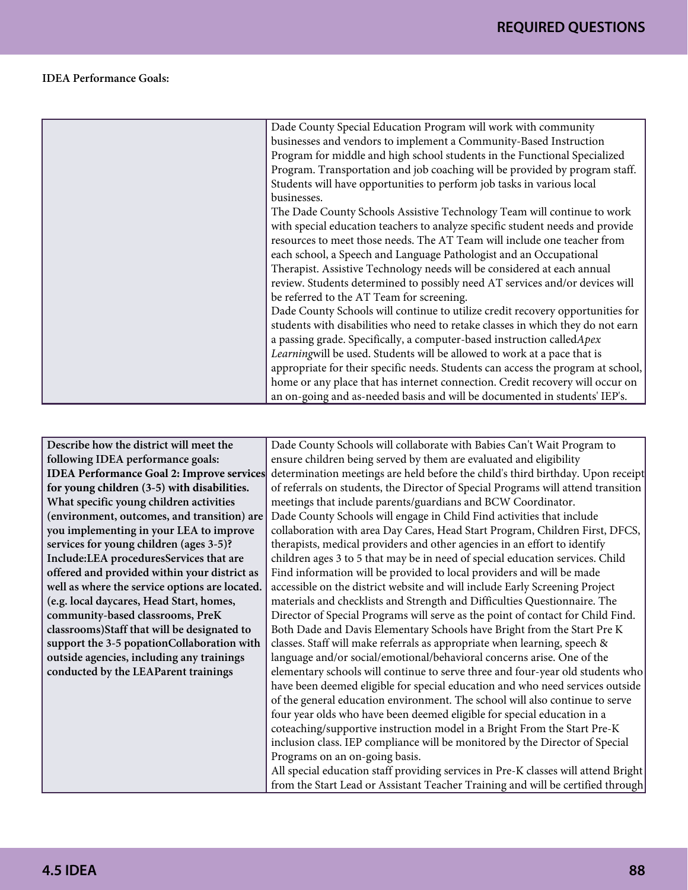**IDEA Performance Goals:**

| | |
|---|---|
| | Dade County Special Education Program will work with community businesses and vendors to implement a Community-Based Instruction Program for middle and high school students in the Functional Specialized Program. Transportation and job coaching will be provided by program staff. Students will have opportunities to perform job tasks in various local businesses.<br>The Dade County Schools Assistive Technology Team will continue to work with special education teachers to analyze specific student needs and provide resources to meet those needs. The AT Team will include one teacher from each school, a Speech and Language Pathologist and an Occupational Therapist. Assistive Technology needs will be considered at each annual review. Students determined to possibly need AT services and/or devices will be referred to the AT Team for screening.<br>Dade County Schools will continue to utilize credit recovery opportunities for students with disabilities who need to retake classes in which they do not earn a passing grade. Specifically, a computer-based instruction called*Apex Learning*will be used. Students will be allowed to work at a pace that is appropriate for their specific needs. Students can access the program at school, home or any place that has internet connection. Credit recovery will occur on an on-going and as-needed basis and will be documented in students' IEP's. |

| | |
|---|---|
| **Describe how the district will meet the following IDEA performance goals: IDEA Performance Goal 2: Improve services for young children (3-5) with disabilities. What specific young children activities (environment, outcomes, and transition) are you implementing in your LEA to improve services for young children (ages 3-5)? Include:LEA proceduresServices that are offered and provided within your district as well as where the service options are located. (e.g. local daycares, Head Start, homes, community-based classrooms, PreK classrooms)Staff that will be designated to support the 3-5 popationCollaboration with outside agencies, including any trainings conducted by the LEAParent trainings** | Dade County Schools will collaborate with Babies Can't Wait Program to ensure children being served by them are evaluated and eligibility determination meetings are held before the child's third birthday. Upon receipt of referrals on students, the Director of Special Programs will attend transition meetings that include parents/guardians and BCW Coordinator.<br>Dade County Schools will engage in Child Find activities that include collaboration with area Day Cares, Head Start Program, Children First, DFCS, therapists, medical providers and other agencies in an effort to identify children ages 3 to 5 that may be in need of special education services. Child Find information will be provided to local providers and will be made accessible on the district website and will include Early Screening Project materials and checklists and Strength and Difficulties Questionnaire. The Director of Special Programs will serve as the point of contact for Child Find. Both Dade and Davis Elementary Schools have Bright from the Start Pre K classes. Staff will make referrals as appropriate when learning, speech & language and/or social/emotional/behavioral concerns arise. One of the elementary schools will continue to serve three and four-year old students who have been deemed eligible for special education and who need services outside of the general education environment. The school will also continue to serve four year olds who have been deemed eligible for special education in a coteaching/supportive instruction model in a Bright From the Start Pre-K inclusion class. IEP compliance will be monitored by the Director of Special Programs on an on-going basis.<br>All special education staff providing services in Pre-K classes will attend Bright from the Start Lead or Assistant Teacher Training and will be certified through |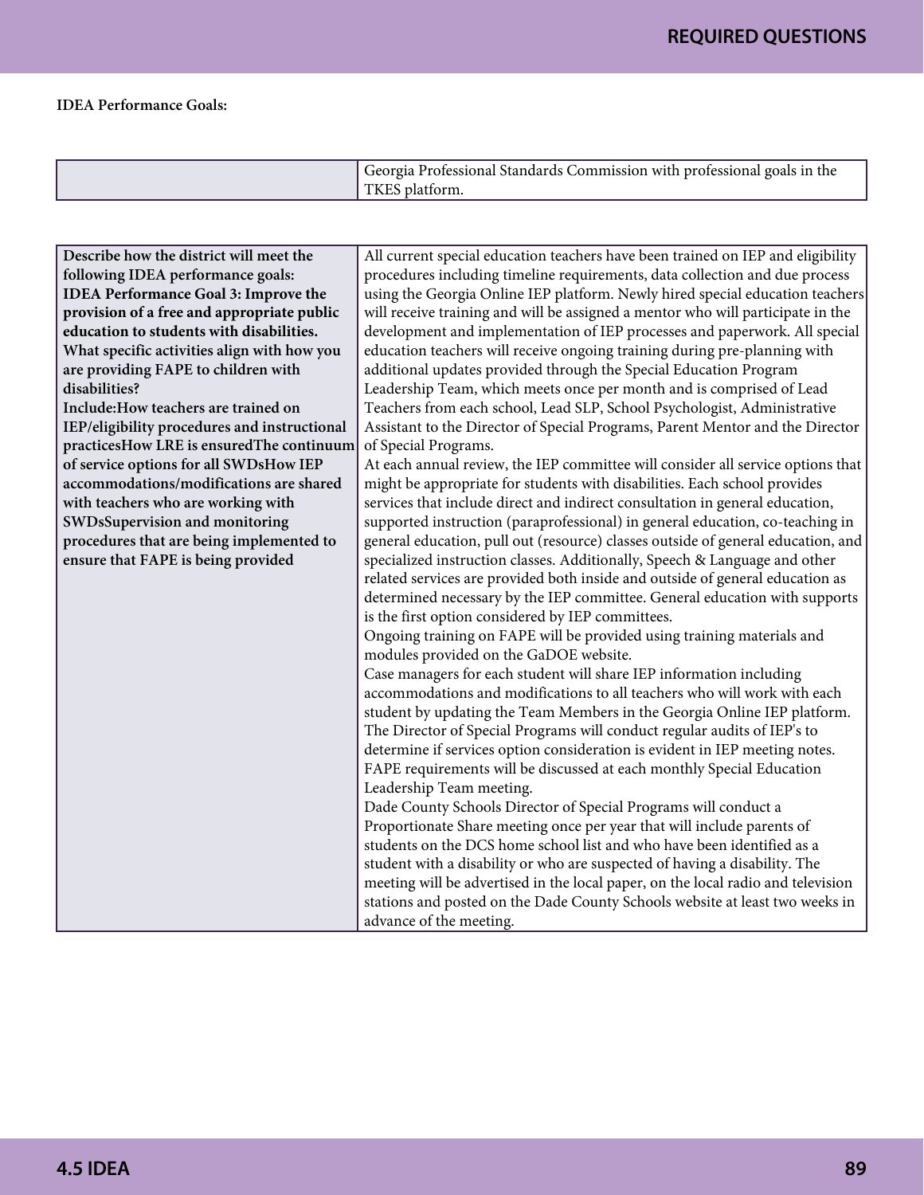**IDEA Performance Goals:**

| | |
|---|---|
| | Georgia Professional Standards Commission with professional goals in the TKES platform. |

| | |
|---|---|
| **Describe how the district will meet the following IDEA performance goals: IDEA Performance Goal 3: Improve the provision of a free and appropriate public education to students with disabilities. What specific activities align with how you are providing FAPE to children with disabilities? Include:How teachers are trained on IEP/eligibility procedures and instructional practicesHow LRE is ensuredThe continuum of service options for all SWDsHow IEP accommodations/modifications are shared with teachers who are working with SWDsSupervision and monitoring procedures that are being implemented to ensure that FAPE is being provided** | All current special education teachers have been trained on IEP and eligibility procedures including timeline requirements, data collection and due process using the Georgia Online IEP platform. Newly hired special education teachers will receive training and will be assigned a mentor who will participate in the development and implementation of IEP processes and paperwork. All special education teachers will receive ongoing training during pre-planning with additional updates provided through the Special Education Program Leadership Team, which meets once per month and is comprised of Lead Teachers from each school, Lead SLP, School Psychologist, Administrative Assistant to the Director of Special Programs, Parent Mentor and the Director of Special Programs.<br>At each annual review, the IEP committee will consider all service options that might be appropriate for students with disabilities. Each school provides services that include direct and indirect consultation in general education, supported instruction (paraprofessional) in general education, co-teaching in general education, pull out (resource) classes outside of general education, and specialized instruction classes. Additionally, Speech & Language and other related services are provided both inside and outside of general education as determined necessary by the IEP committee. General education with supports is the first option considered by IEP committees.<br>Ongoing training on FAPE will be provided using training materials and modules provided on the GaDOE website.<br>Case managers for each student will share IEP information including accommodations and modifications to all teachers who will work with each student by updating the Team Members in the Georgia Online IEP platform.<br>The Director of Special Programs will conduct regular audits of IEP's to determine if services option consideration is evident in IEP meeting notes.<br>FAPE requirements will be discussed at each monthly Special Education Leadership Team meeting.<br>Dade County Schools Director of Special Programs will conduct a Proportionate Share meeting once per year that will include parents of students on the DCS home school list and who have been identified as a student with a disability or who are suspected of having a disability. The meeting will be advertised in the local paper, on the local radio and television stations and posted on the Dade County Schools website at least two weeks in advance of the meeting. |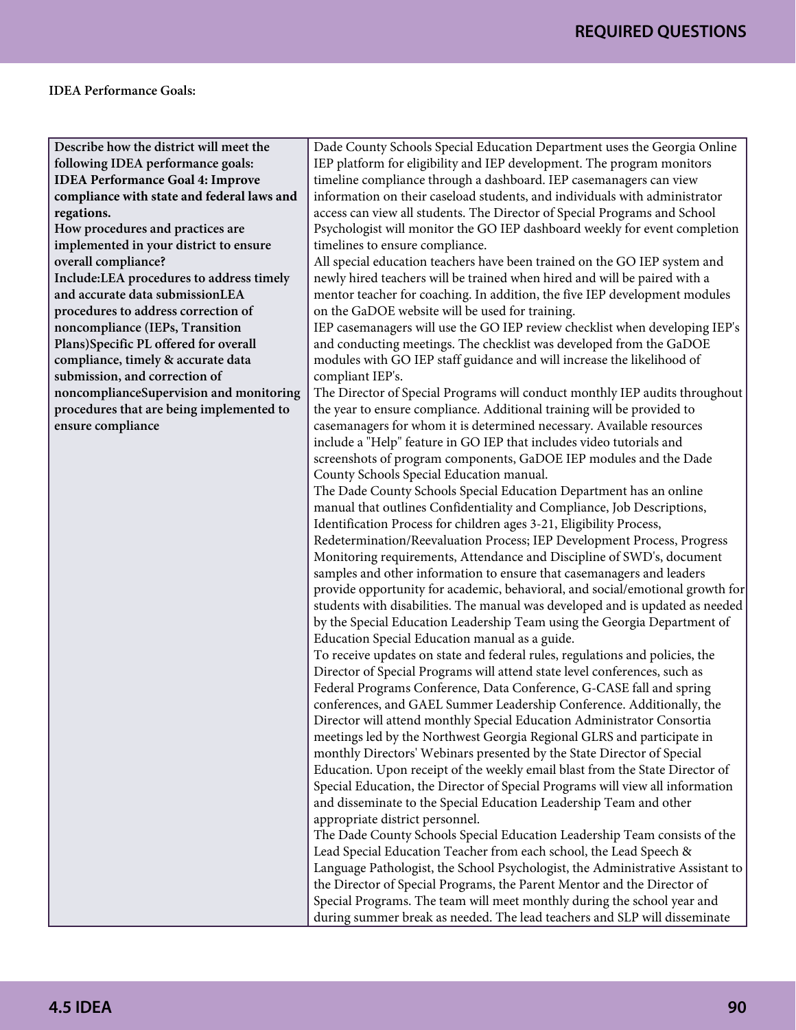**IDEA Performance Goals:**

| Describe how the district will meet the following IDEA performance goals: IDEA Performance Goal 4: Improve compliance with state and federal laws and regations. How procedures and practices are implemented in your district to ensure overall compliance? Include:LEA procedures to address timely and accurate data submissionLEA procedures to address correction of noncompliance (IEPs, Transition Plans)Specific PL offered for overall compliance, timely & accurate data submission, and correction of noncomplianceSupervision and monitoring procedures that are being implemented to ensure compliance | Dade County Schools Special Education Department uses the Georgia Online IEP platform for eligibility and IEP development. The program monitors timeline compliance through a dashboard. IEP casemanagers can view information on their caseload students, and individuals with administrator access can view all students. The Director of Special Programs and School Psychologist will monitor the GO IEP dashboard weekly for event completion timelines to ensure compliance.<br>All special education teachers have been trained on the GO IEP system and newly hired teachers will be trained when hired and will be paired with a mentor teacher for coaching. In addition, the five IEP development modules on the GaDOE website will be used for training.<br>IEP casemanagers will use the GO IEP review checklist when developing IEP's and conducting meetings. The checklist was developed from the GaDOE modules with GO IEP staff guidance and will increase the likelihood of compliant IEP's.<br>The Director of Special Programs will conduct monthly IEP audits throughout the year to ensure compliance. Additional training will be provided to casemanagers for whom it is determined necessary. Available resources include a "Help" feature in GO IEP that includes video tutorials and screenshots of program components, GaDOE IEP modules and the Dade County Schools Special Education manual.<br>The Dade County Schools Special Education Department has an online manual that outlines Confidentiality and Compliance, Job Descriptions, Identification Process for children ages 3-21, Eligibility Process, Redetermination/Reevaluation Process; IEP Development Process, Progress Monitoring requirements, Attendance and Discipline of SWD's, document samples and other information to ensure that casemanagers and leaders provide opportunity for academic, behavioral, and social/emotional growth for students with disabilities. The manual was developed and is updated as needed by the Special Education Leadership Team using the Georgia Department of Education Special Education manual as a guide.<br>To receive updates on state and federal rules, regulations and policies, the Director of Special Programs will attend state level conferences, such as Federal Programs Conference, Data Conference, G-CASE fall and spring conferences, and GAEL Summer Leadership Conference. Additionally, the Director will attend monthly Special Education Administrator Consortia meetings led by the Northwest Georgia Regional GLRS and participate in monthly Directors' Webinars presented by the State Director of Special Education. Upon receipt of the weekly email blast from the State Director of Special Education, the Director of Special Programs will view all information and disseminate to the Special Education Leadership Team and other appropriate district personnel.<br>The Dade County Schools Special Education Leadership Team consists of the Lead Special Education Teacher from each school, the Lead Speech & Language Pathologist, the School Psychologist, the Administrative Assistant to the Director of Special Programs, the Parent Mentor and the Director of Special Programs. The team will meet monthly during the school year and during summer break as needed. The lead teachers and SLP will disseminate |
| --- | --- |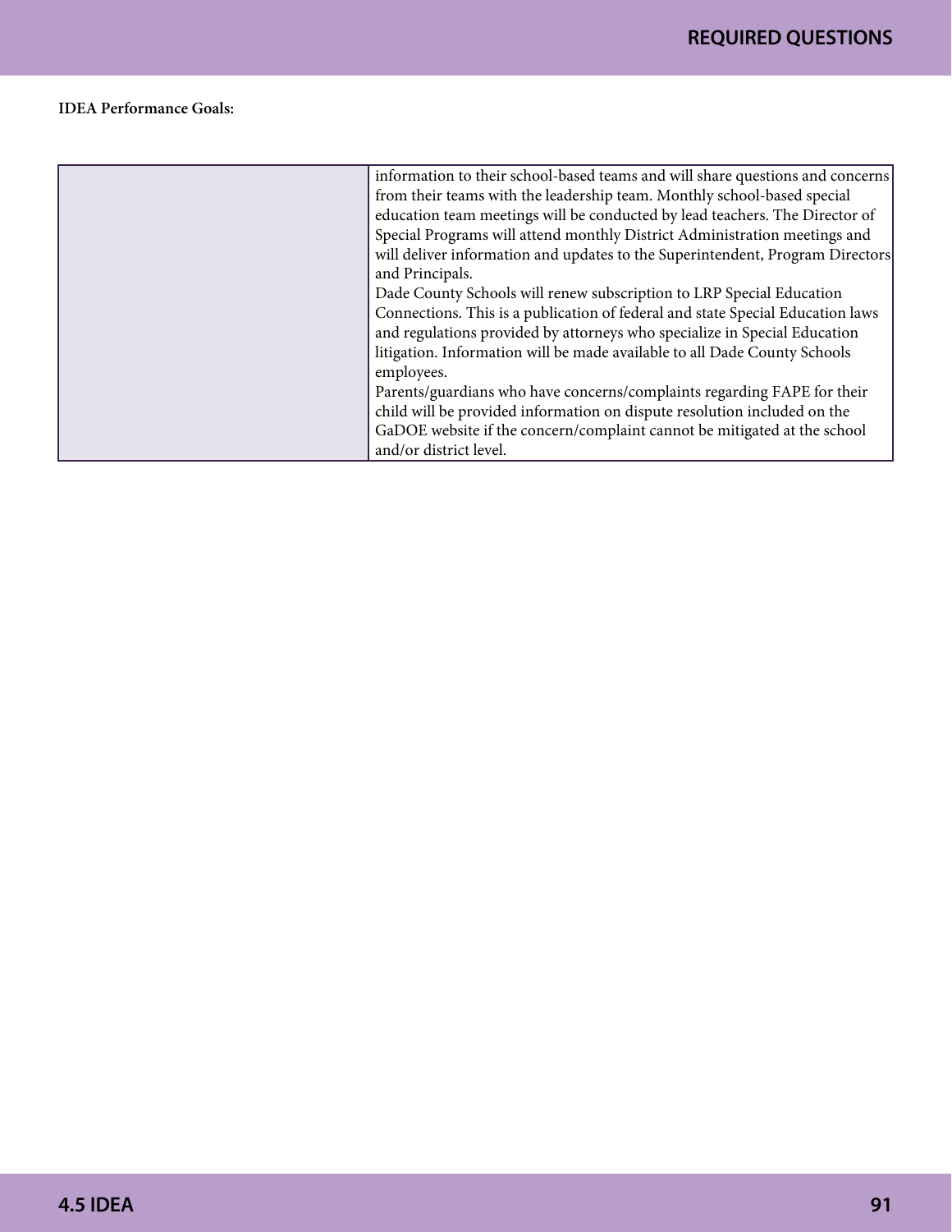**IDEA Performance Goals:**

| | |
|---|---|
| | information to their school-based teams and will share questions and concerns from their teams with the leadership team. Monthly school-based special education team meetings will be conducted by lead teachers. The Director of Special Programs will attend monthly District Administration meetings and will deliver information and updates to the Superintendent, Program Directors and Principals.<br>Dade County Schools will renew subscription to LRP Special Education Connections. This is a publication of federal and state Special Education laws and regulations provided by attorneys who specialize in Special Education litigation. Information will be made available to all Dade County Schools employees.<br>Parents/guardians who have concerns/complaints regarding FAPE for their child will be provided information on dispute resolution included on the GaDOE website if the concern/complaint cannot be mitigated at the school and/or district level. |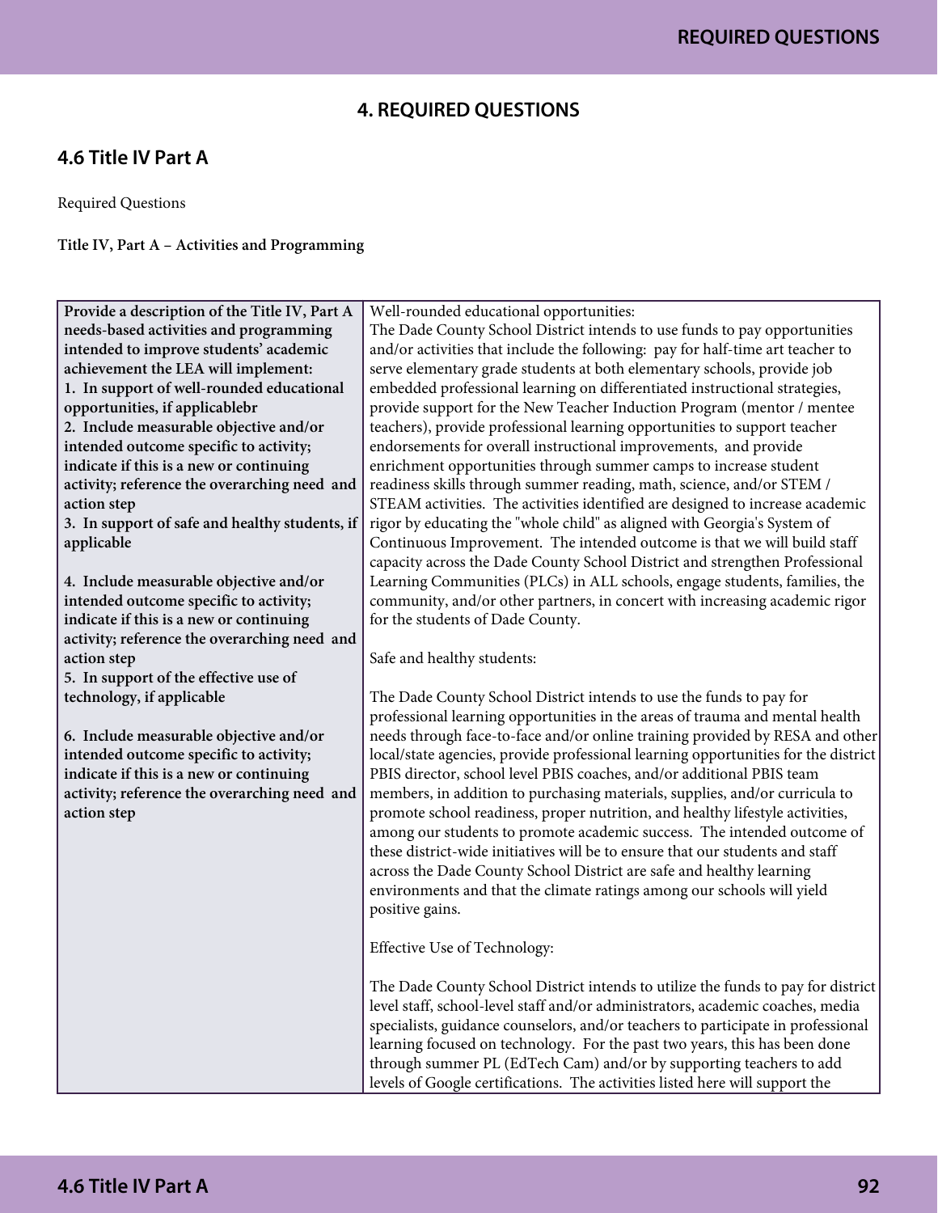# 4. REQUIRED QUESTIONS

## 4.6 Title IV Part A

Required Questions

**Title IV, Part A – Activities and Programming**

| **Provide a description of the Title IV, Part A needs-based activities and programming intended to improve students' academic achievement the LEA will implement:**<br>**1. In support of well-rounded educational opportunities, if applicablebr**<br>**2. Include measurable objective and/or intended outcome specific to activity; indicate if this is a new or continuing activity; reference the overarching need and action step**<br>**3. In support of safe and healthy students, if applicable**<br><br>**4. Include measurable objective and/or intended outcome specific to activity; indicate if this is a new or continuing activity; reference the overarching need and action step**<br>**5. In support of the effective use of technology, if applicable**<br><br>**6. Include measurable objective and/or intended outcome specific to activity; indicate if this is a new or continuing activity; reference the overarching need and action step** | Well-rounded educational opportunities:<br>The Dade County School District intends to use funds to pay opportunities and/or activities that include the following: pay for half-time art teacher to serve elementary grade students at both elementary schools, provide job embedded professional learning on differentiated instructional strategies, provide support for the New Teacher Induction Program (mentor / mentee teachers), provide professional learning opportunities to support teacher endorsements for overall instructional improvements, and provide enrichment opportunities through summer camps to increase student readiness skills through summer reading, math, science, and/or STEM / STEAM activities. The activities identified are designed to increase academic rigor by educating the "whole child" as aligned with Georgia's System of Continuous Improvement. The intended outcome is that we will build staff capacity across the Dade County School District and strengthen Professional Learning Communities (PLCs) in ALL schools, engage students, families, the community, and/or other partners, in concert with increasing academic rigor for the students of Dade County.<br><br>Safe and healthy students:<br><br>The Dade County School District intends to use the funds to pay for professional learning opportunities in the areas of trauma and mental health needs through face-to-face and/or online training provided by RESA and other local/state agencies, provide professional learning opportunities for the district PBIS director, school level PBIS coaches, and/or additional PBIS team members, in addition to purchasing materials, supplies, and/or curricula to promote school readiness, proper nutrition, and healthy lifestyle activities, among our students to promote academic success. The intended outcome of these district-wide initiatives will be to ensure that our students and staff across the Dade County School District are safe and healthy learning environments and that the climate ratings among our schools will yield positive gains.<br><br>Effective Use of Technology:<br><br>The Dade County School District intends to utilize the funds to pay for district level staff, school-level staff and/or administrators, academic coaches, media specialists, guidance counselors, and/or teachers to participate in professional learning focused on technology. For the past two years, this has been done through summer PL (EdTech Cam) and/or by supporting teachers to add levels of Google certifications. The activities listed here will support the |
|---|---|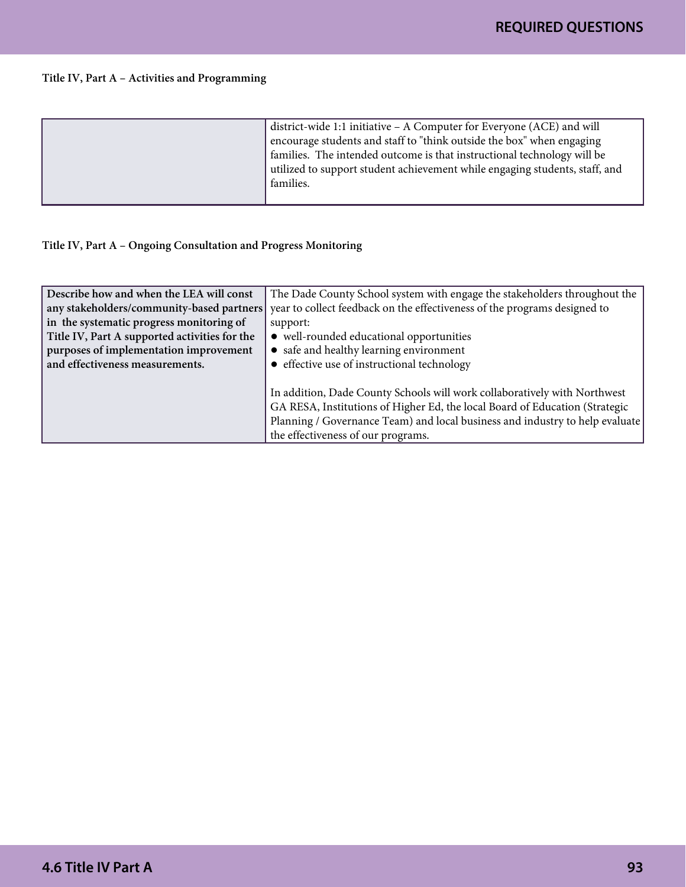**Title IV, Part A – Activities and Programming**

| | |
|---|---|
| | district-wide 1:1 initiative – A Computer for Everyone (ACE) and will encourage students and staff to "think outside the box" when engaging families. The intended outcome is that instructional technology will be utilized to support student achievement while engaging students, staff, and families. |

**Title IV, Part A – Ongoing Consultation and Progress Monitoring**

| | |
|---|---|
| **Describe how and when the LEA will const any stakeholders/community-based partners in the systematic progress monitoring of Title IV, Part A supported activities for the purposes of implementation improvement and effectiveness measurements.** | The Dade County School system with engage the stakeholders throughout the year to collect feedback on the effectiveness of the programs designed to support:<br>• well-rounded educational opportunities<br>• safe and healthy learning environment<br>• effective use of instructional technology<br><br>In addition, Dade County Schools will work collaboratively with Northwest GA RESA, Institutions of Higher Ed, the local Board of Education (Strategic Planning / Governance Team) and local business and industry to help evaluate the effectiveness of our programs. |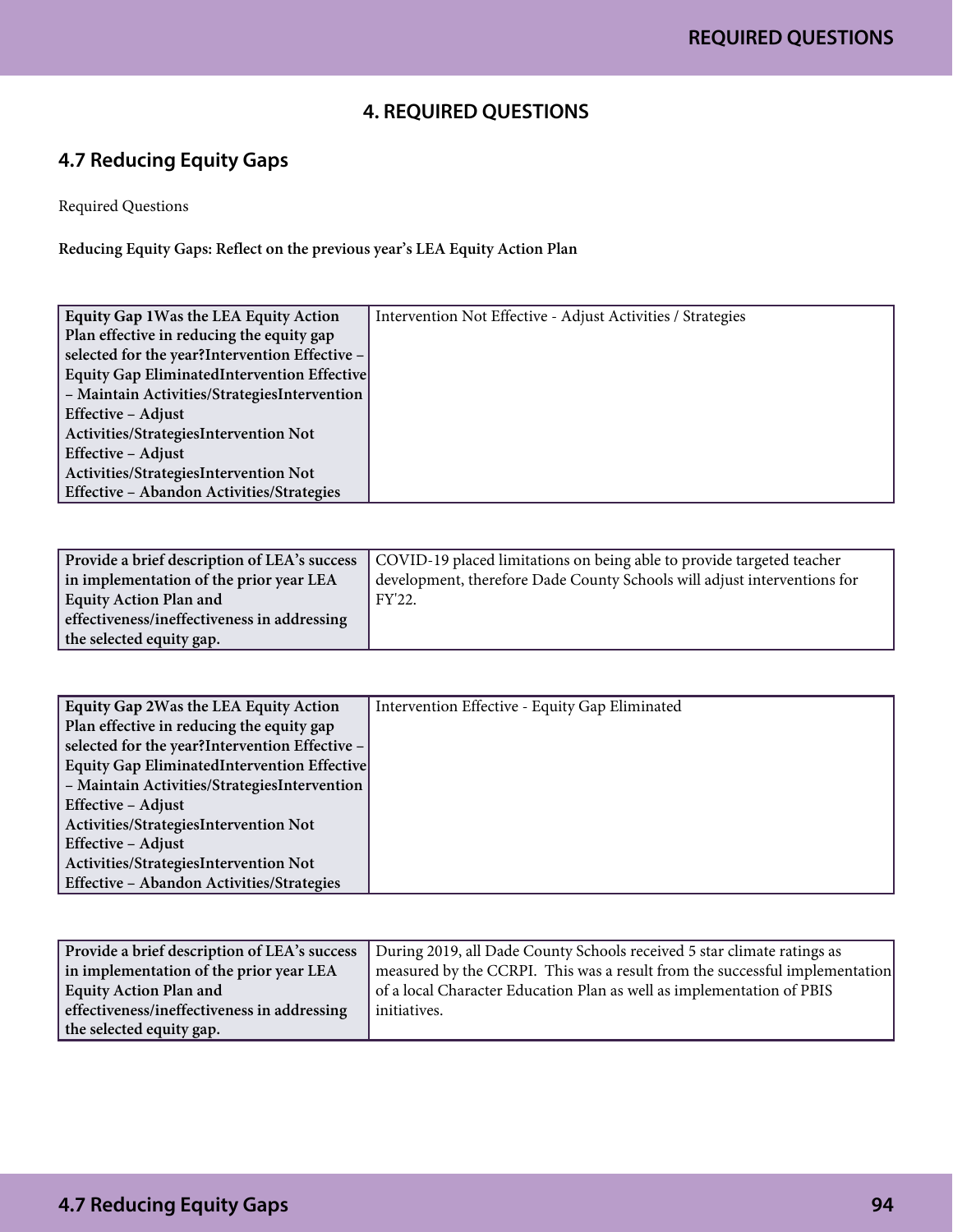# 4. REQUIRED QUESTIONS

## 4.7 Reducing Equity Gaps

Required Questions

**Reducing Equity Gaps: Reflect on the previous year's LEA Equity Action Plan**

| **Equity Gap 1Was the LEA Equity Action Plan effective in reducing the equity gap selected for the year?Intervention Effective – Equity Gap EliminatedIntervention Effective – Maintain Activities/StrategiesIntervention Effective – Adjust Activities/StrategiesIntervention Not Effective – Adjust Activities/StrategiesIntervention Not Effective – Abandon Activities/Strategies** | Intervention Not Effective - Adjust Activities / Strategies |
|---|---|

| **Provide a brief description of LEA's success in implementation of the prior year LEA Equity Action Plan and effectiveness/ineffectiveness in addressing the selected equity gap.** | COVID-19 placed limitations on being able to provide targeted teacher development, therefore Dade County Schools will adjust interventions for FY'22. |
|---|---|

| **Equity Gap 2Was the LEA Equity Action Plan effective in reducing the equity gap selected for the year?Intervention Effective – Equity Gap EliminatedIntervention Effective – Maintain Activities/StrategiesIntervention Effective – Adjust Activities/StrategiesIntervention Not Effective – Adjust Activities/StrategiesIntervention Not Effective – Abandon Activities/Strategies** | Intervention Effective - Equity Gap Eliminated |
|---|---|

| **Provide a brief description of LEA's success in implementation of the prior year LEA Equity Action Plan and effectiveness/ineffectiveness in addressing the selected equity gap.** | During 2019, all Dade County Schools received 5 star climate ratings as measured by the CCRPI. This was a result from the successful implementation of a local Character Education Plan as well as implementation of PBIS initiatives. |
|---|---|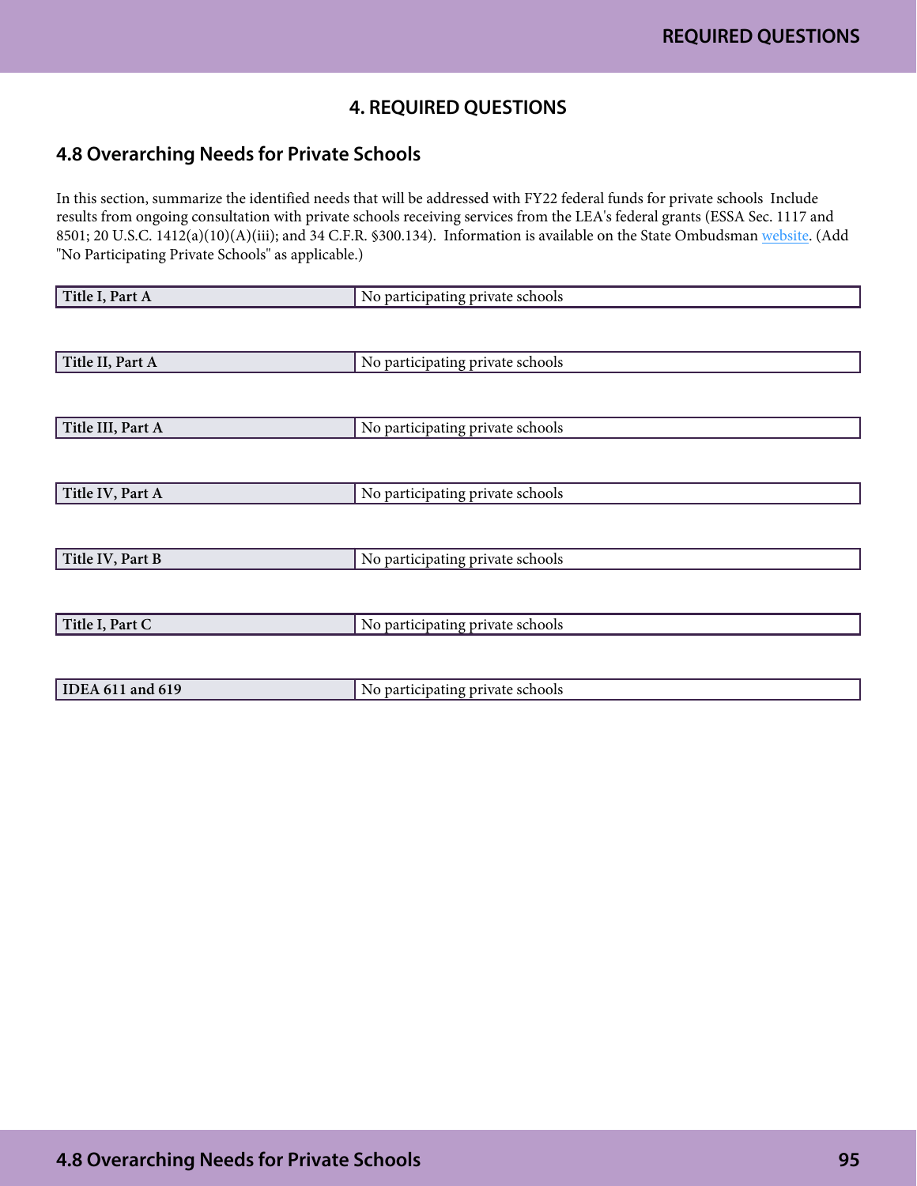# 4. REQUIRED QUESTIONS

## 4.8 Overarching Needs for Private Schools

In this section, summarize the identified needs that will be addressed with FY22 federal funds for private schools  Include results from ongoing consultation with private schools receiving services from the LEA's federal grants (ESSA Sec. 1117 and 8501; 20 U.S.C. 1412(a)(10)(A)(iii); and 34 C.F.R. §300.134).  Information is available on the State Ombudsman website. (Add "No Participating Private Schools" as applicable.)

| | |
|---|---|
| **Title I, Part A** | No participating private schools |

| | |
|---|---|
| **Title II, Part A** | No participating private schools |

| | |
|---|---|
| **Title III, Part A** | No participating private schools |

| | |
|---|---|
| **Title IV, Part A** | No participating private schools |

| | |
|---|---|
| **Title IV, Part B** | No participating private schools |

| | |
|---|---|
| **Title I, Part C** | No participating private schools |

| | |
|---|---|
| **IDEA 611 and 619** | No participating private schools |